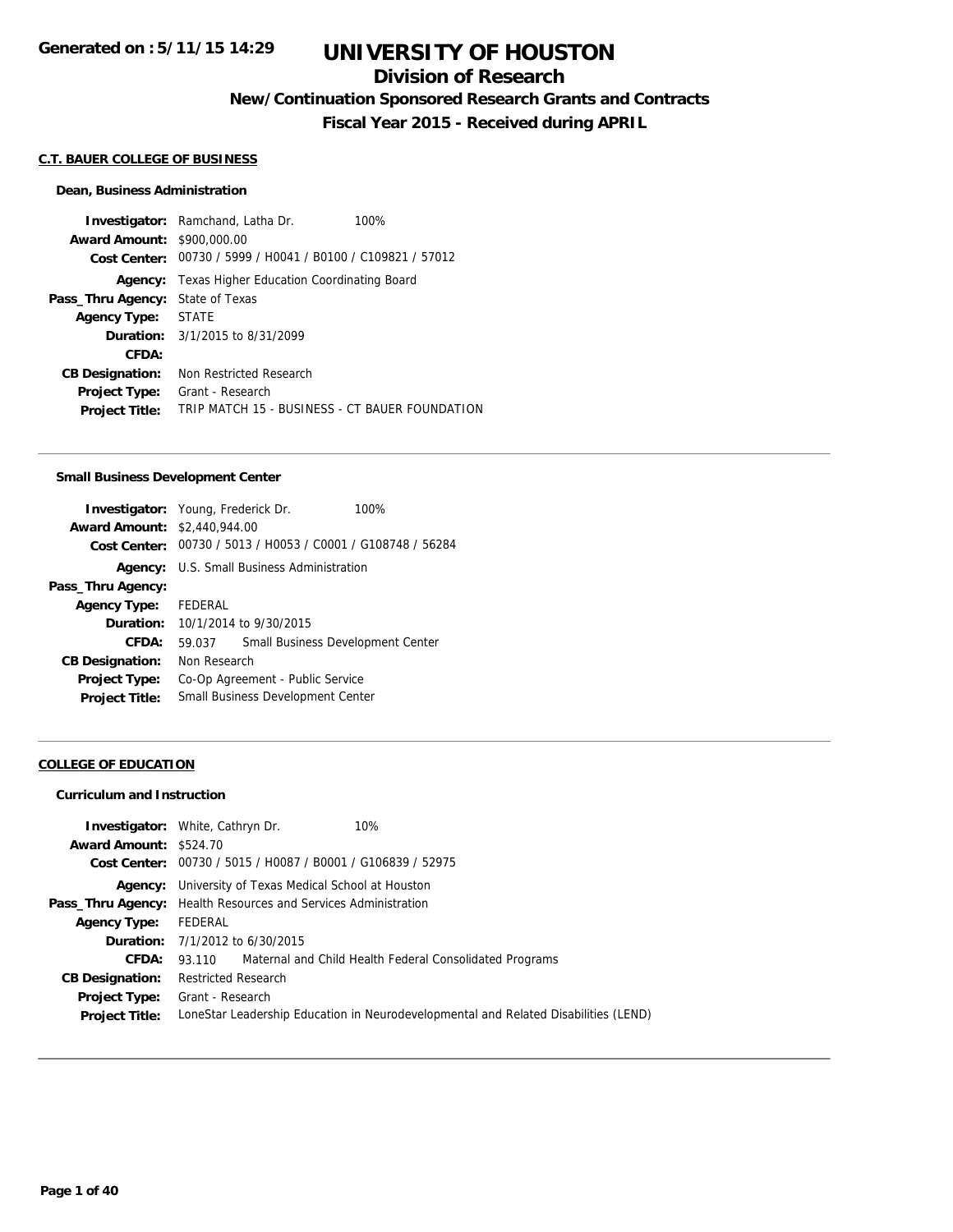Generated on : 5/11/15 14:29

# UNIVERSITY OF HOUSTON

## Division of Research

### New/Continuation Sponsored Research Grants and Contracts

### Fiscal Year 2015 - Received during APRIL

**C.T. BAUER COLLEGE OF BUSINESS**

**Dean, Business Administration**

**Investigator:** Ramchand, Latha Dr. 100%
**Award Amount:** $900,000.00
**Cost Center:** 00730 / 5999 / H0041 / B0100 / C109821 / 57012
**Agency:** Texas Higher Education Coordinating Board
**Pass_Thru Agency:** State of Texas
**Agency Type:** STATE
**Duration:** 3/1/2015 to 8/31/2099
**CFDA:**
**CB Designation:** Non Restricted Research
**Project Type:** Grant - Research
**Project Title:** TRIP MATCH 15 - BUSINESS - CT BAUER FOUNDATION

---

**Small Business Development Center**

**Investigator:** Young, Frederick Dr. 100%
**Award Amount:** $2,440,944.00
**Cost Center:** 00730 / 5013 / H0053 / C0001 / G108748 / 56284
**Agency:** U.S. Small Business Administration
**Pass_Thru Agency:**
**Agency Type:** FEDERAL
**Duration:** 10/1/2014 to 9/30/2015
**CFDA:** 59.037 Small Business Development Center
**CB Designation:** Non Research
**Project Type:** Co-Op Agreement - Public Service
**Project Title:** Small Business Development Center

---

**COLLEGE OF EDUCATION**

**Curriculum and Instruction**

**Investigator:** White, Cathryn Dr. 10%
**Award Amount:** $524.70
**Cost Center:** 00730 / 5015 / H0087 / B0001 / G106839 / 52975
**Agency:** University of Texas Medical School at Houston
**Pass_Thru Agency:** Health Resources and Services Administration
**Agency Type:** FEDERAL
**Duration:** 7/1/2012 to 6/30/2015
**CFDA:** 93.110 Maternal and Child Health Federal Consolidated Programs
**CB Designation:** Restricted Research
**Project Type:** Grant - Research
**Project Title:** LoneStar Leadership Education in Neurodevelopmental and Related Disabilities (LEND)

---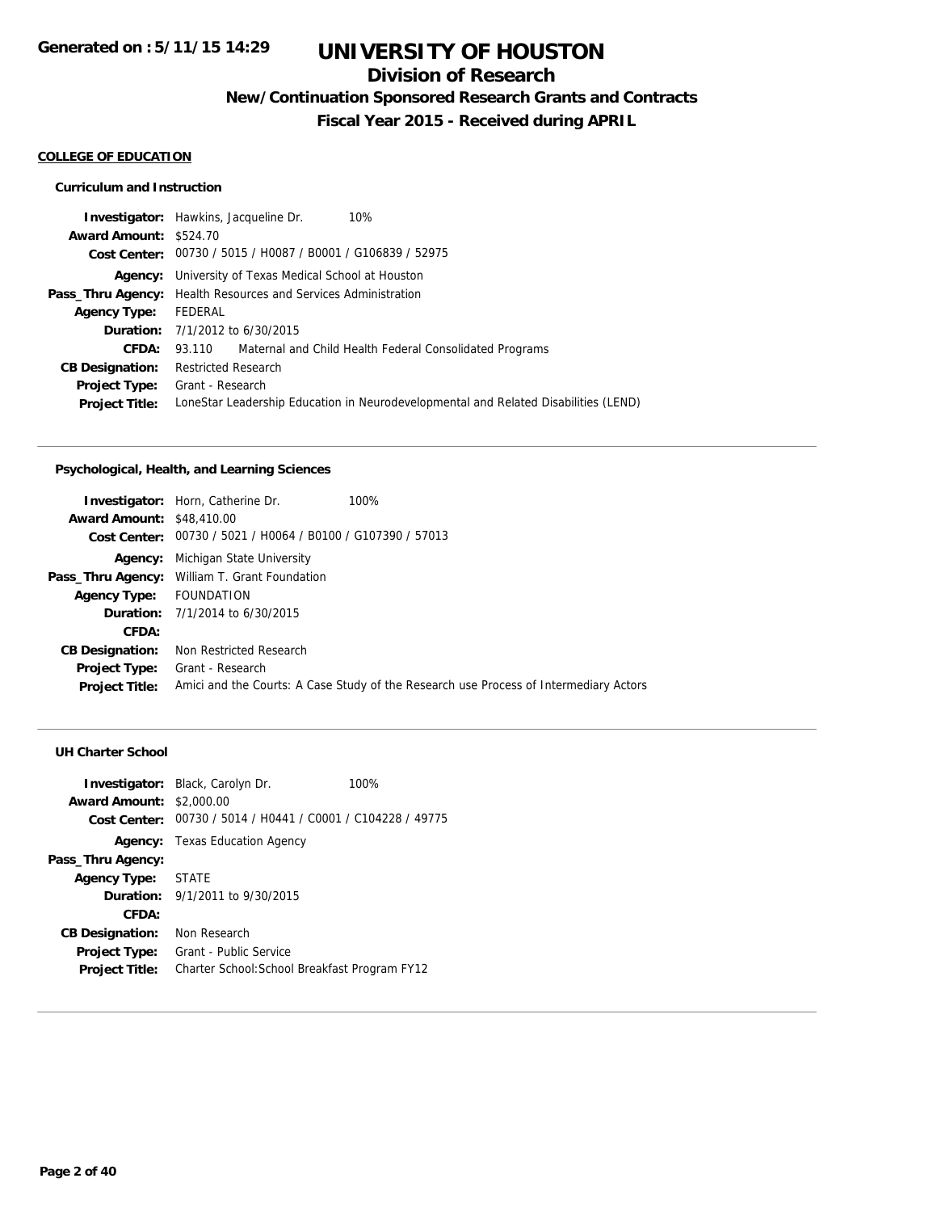**Generated on : 5/11/15 14:29**

# UNIVERSITY OF HOUSTON

## Division of Research

### New/Continuation Sponsored Research Grants and Contracts

### Fiscal Year 2015 - Received during APRIL

**COLLEGE OF EDUCATION**

#### Curriculum and Instruction

**Investigator:** Hawkins, Jacqueline Dr. 10%
**Award Amount:** $524.70
**Cost Center:** 00730 / 5015 / H0087 / B0001 / G106839 / 52975
**Agency:** University of Texas Medical School at Houston
**Pass_Thru Agency:** Health Resources and Services Administration
**Agency Type:** FEDERAL
**Duration:** 7/1/2012 to 6/30/2015
**CFDA:** 93.110 Maternal and Child Health Federal Consolidated Programs
**CB Designation:** Restricted Research
**Project Type:** Grant - Research
**Project Title:** LoneStar Leadership Education in Neurodevelopmental and Related Disabilities (LEND)

---

#### Psychological, Health, and Learning Sciences

**Investigator:** Horn, Catherine Dr. 100%
**Award Amount:** $48,410.00
**Cost Center:** 00730 / 5021 / H0064 / B0100 / G107390 / 57013
**Agency:** Michigan State University
**Pass_Thru Agency:** William T. Grant Foundation
**Agency Type:** FOUNDATION
**Duration:** 7/1/2014 to 6/30/2015
**CFDA:**
**CB Designation:** Non Restricted Research
**Project Type:** Grant - Research
**Project Title:** Amici and the Courts: A Case Study of the Research use Process of Intermediary Actors

---

#### UH Charter School

**Investigator:** Black, Carolyn Dr. 100%
**Award Amount:** $2,000.00
**Cost Center:** 00730 / 5014 / H0441 / C0001 / C104228 / 49775
**Agency:** Texas Education Agency
**Pass_Thru Agency:**
**Agency Type:** STATE
**Duration:** 9/1/2011 to 9/30/2015
**CFDA:**
**CB Designation:** Non Research
**Project Type:** Grant - Public Service
**Project Title:** Charter School:School Breakfast Program FY12

---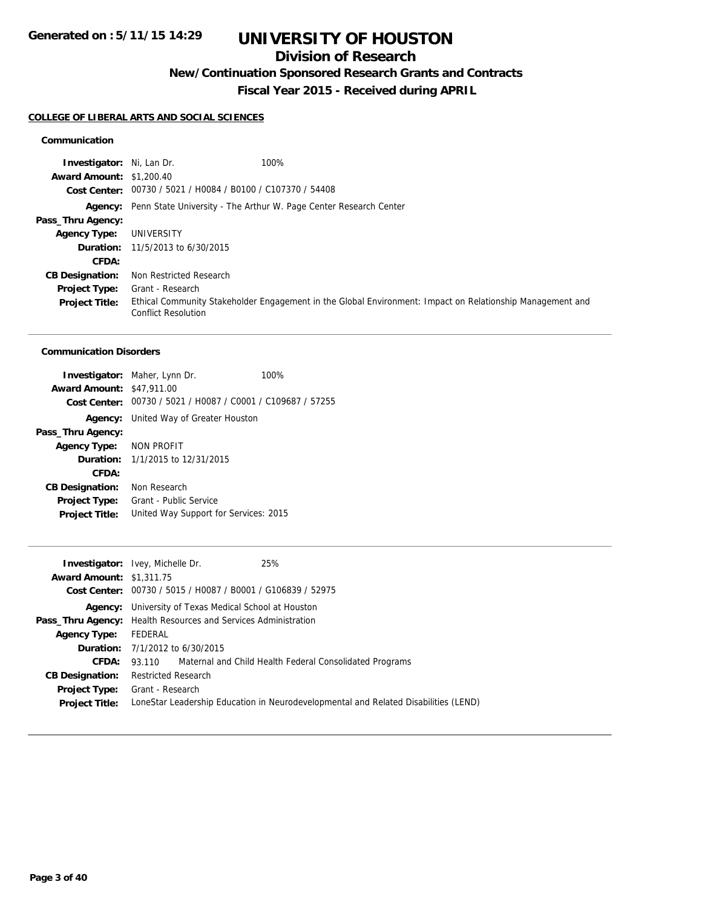**Generated on : 5/11/15 14:29**

# UNIVERSITY OF HOUSTON

## Division of Research

### New/Continuation Sponsored Research Grants and Contracts

### Fiscal Year 2015 - Received during APRIL

**COLLEGE OF LIBERAL ARTS AND SOCIAL SCIENCES**

#### Communication

**Investigator:** Ni, Lan Dr. 100%
**Award Amount:** $1,200.40
**Cost Center:** 00730 / 5021 / H0084 / B0100 / C107370 / 54408
**Agency:** Penn State University - The Arthur W. Page Center Research Center
**Pass_Thru Agency:**
**Agency Type:** UNIVERSITY
**Duration:** 11/5/2013 to 6/30/2015
**CFDA:**
**CB Designation:** Non Restricted Research
**Project Type:** Grant - Research
**Project Title:** Ethical Community Stakeholder Engagement in the Global Environment: Impact on Relationship Management and Conflict Resolution

---

#### Communication Disorders

**Investigator:** Maher, Lynn Dr. 100%
**Award Amount:** $47,911.00
**Cost Center:** 00730 / 5021 / H0087 / C0001 / C109687 / 57255
**Agency:** United Way of Greater Houston
**Pass_Thru Agency:**
**Agency Type:** NON PROFIT
**Duration:** 1/1/2015 to 12/31/2015
**CFDA:**
**CB Designation:** Non Research
**Project Type:** Grant - Public Service
**Project Title:** United Way Support for Services: 2015

---

**Investigator:** Ivey, Michelle Dr. 25%
**Award Amount:** $1,311.75
**Cost Center:** 00730 / 5015 / H0087 / B0001 / G106839 / 52975
**Agency:** University of Texas Medical School at Houston
**Pass_Thru Agency:** Health Resources and Services Administration
**Agency Type:** FEDERAL
**Duration:** 7/1/2012 to 6/30/2015
**CFDA:** 93.110 Maternal and Child Health Federal Consolidated Programs
**CB Designation:** Restricted Research
**Project Type:** Grant - Research
**Project Title:** LoneStar Leadership Education in Neurodevelopmental and Related Disabilities (LEND)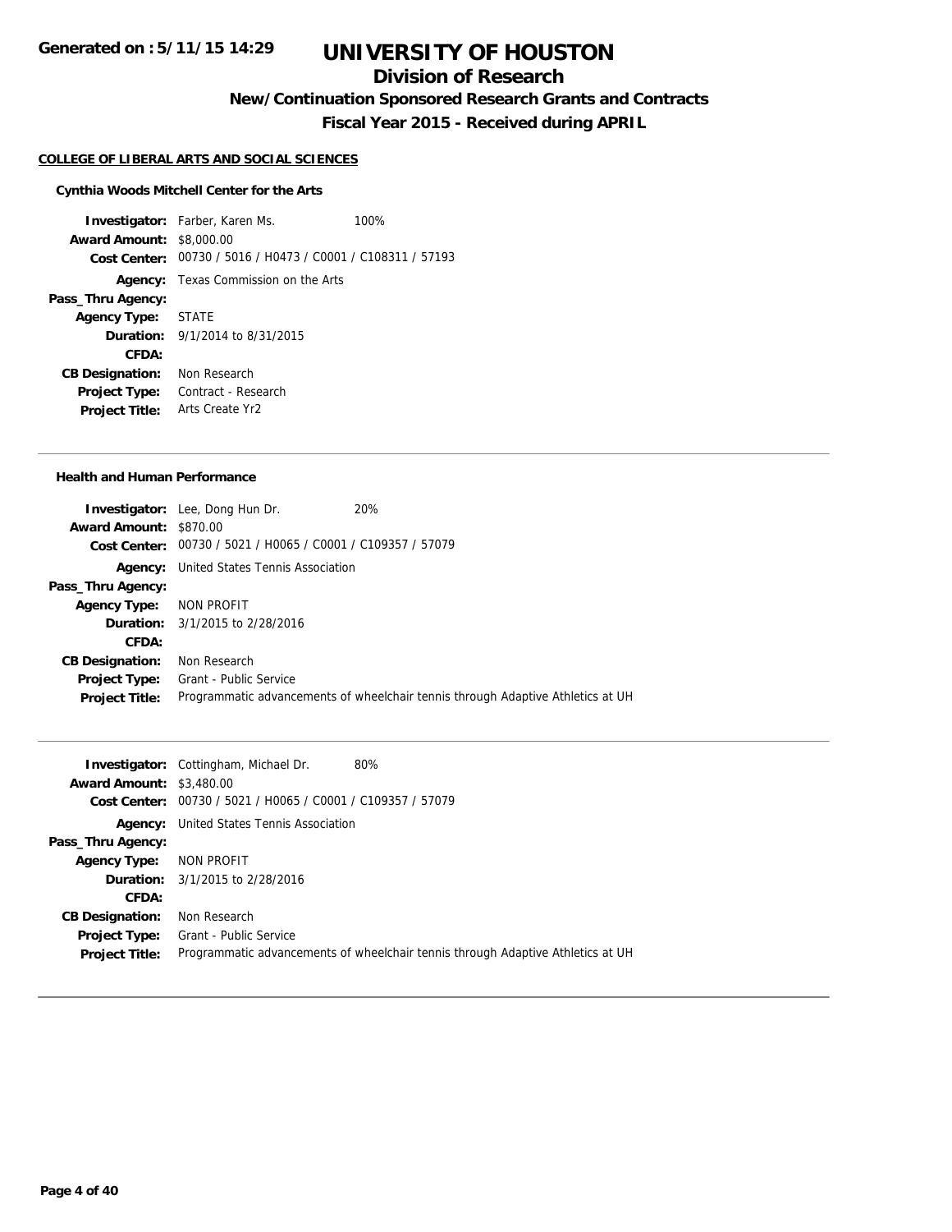# UNIVERSITY OF HOUSTON

## Division of Research

### New/Continuation Sponsored Research Grants and Contracts

### Fiscal Year 2015 - Received during APRIL

Generated on : 5/11/15 14:29

**COLLEGE OF LIBERAL ARTS AND SOCIAL SCIENCES**

**Cynthia Woods Mitchell Center for the Arts**

**Investigator:** Farber, Karen Ms. 100%
**Award Amount:** $8,000.00
**Cost Center:** 00730 / 5016 / H0473 / C0001 / C108311 / 57193
**Agency:** Texas Commission on the Arts
**Pass_Thru Agency:**
**Agency Type:** STATE
**Duration:** 9/1/2014 to 8/31/2015
**CFDA:**
**CB Designation:** Non Research
**Project Type:** Contract - Research
**Project Title:** Arts Create Yr2

---

**Health and Human Performance**

**Investigator:** Lee, Dong Hun Dr. 20%
**Award Amount:** $870.00
**Cost Center:** 00730 / 5021 / H0065 / C0001 / C109357 / 57079
**Agency:** United States Tennis Association
**Pass_Thru Agency:**
**Agency Type:** NON PROFIT
**Duration:** 3/1/2015 to 2/28/2016
**CFDA:**
**CB Designation:** Non Research
**Project Type:** Grant - Public Service
**Project Title:** Programmatic advancements of wheelchair tennis through Adaptive Athletics at UH

---

**Investigator:** Cottingham, Michael Dr. 80%
**Award Amount:** $3,480.00
**Cost Center:** 00730 / 5021 / H0065 / C0001 / C109357 / 57079
**Agency:** United States Tennis Association
**Pass_Thru Agency:**
**Agency Type:** NON PROFIT
**Duration:** 3/1/2015 to 2/28/2016
**CFDA:**
**CB Designation:** Non Research
**Project Type:** Grant - Public Service
**Project Title:** Programmatic advancements of wheelchair tennis through Adaptive Athletics at UH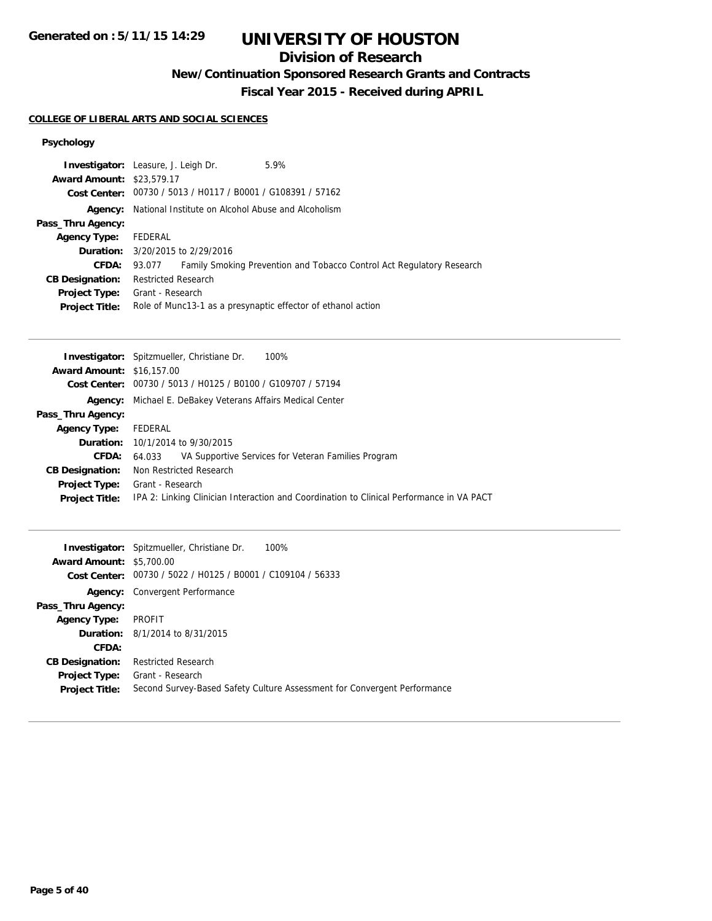## COLLEGE OF LIBERAL ARTS AND SOCIAL SCIENCES

### Psychology

**Investigator:** Leasure, J. Leigh Dr. 5.9%
**Award Amount:** $23,579.17
**Cost Center:** 00730 / 5013 / H0117 / B0001 / G108391 / 57162
**Agency:** National Institute on Alcohol Abuse and Alcoholism
**Pass_Thru Agency:**
**Agency Type:** FEDERAL
**Duration:** 3/20/2015 to 2/29/2016
**CFDA:** 93.077 Family Smoking Prevention and Tobacco Control Act Regulatory Research
**CB Designation:** Restricted Research
**Project Type:** Grant - Research
**Project Title:** Role of Munc13-1 as a presynaptic effector of ethanol action

---

**Investigator:** Spitzmueller, Christiane Dr. 100%
**Award Amount:** $16,157.00
**Cost Center:** 00730 / 5013 / H0125 / B0100 / G109707 / 57194
**Agency:** Michael E. DeBakey Veterans Affairs Medical Center
**Pass_Thru Agency:**
**Agency Type:** FEDERAL
**Duration:** 10/1/2014 to 9/30/2015
**CFDA:** 64.033 VA Supportive Services for Veteran Families Program
**CB Designation:** Non Restricted Research
**Project Type:** Grant - Research
**Project Title:** IPA 2: Linking Clinician Interaction and Coordination to Clinical Performance in VA PACT

---

**Investigator:** Spitzmueller, Christiane Dr. 100%
**Award Amount:** $5,700.00
**Cost Center:** 00730 / 5022 / H0125 / B0001 / C109104 / 56333
**Agency:** Convergent Performance
**Pass_Thru Agency:**
**Agency Type:** PROFIT
**Duration:** 8/1/2014 to 8/31/2015
**CFDA:**
**CB Designation:** Restricted Research
**Project Type:** Grant - Research
**Project Title:** Second Survey-Based Safety Culture Assessment for Convergent Performance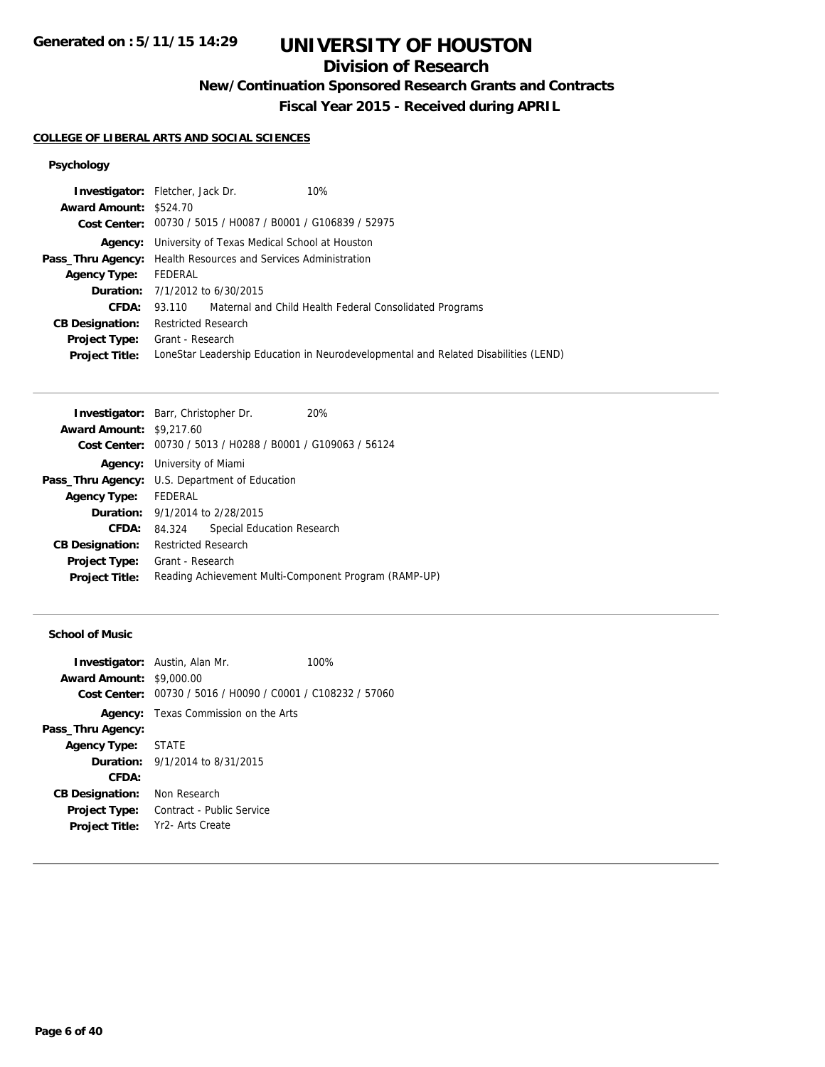# UNIVERSITY OF HOUSTON

## Division of Research

### New/Continuation Sponsored Research Grants and Contracts

### Fiscal Year 2015 - Received during APRIL

**COLLEGE OF LIBERAL ARTS AND SOCIAL SCIENCES**

#### Psychology

**Investigator:** Fletcher, Jack Dr. 10%
**Award Amount:** $524.70
**Cost Center:** 00730 / 5015 / H0087 / B0001 / G106839 / 52975
**Agency:** University of Texas Medical School at Houston
**Pass_Thru Agency:** Health Resources and Services Administration
**Agency Type:** FEDERAL
**Duration:** 7/1/2012 to 6/30/2015
**CFDA:** 93.110 Maternal and Child Health Federal Consolidated Programs
**CB Designation:** Restricted Research
**Project Type:** Grant - Research
**Project Title:** LoneStar Leadership Education in Neurodevelopmental and Related Disabilities (LEND)

---

**Investigator:** Barr, Christopher Dr. 20%
**Award Amount:** $9,217.60
**Cost Center:** 00730 / 5013 / H0288 / B0001 / G109063 / 56124
**Agency:** University of Miami
**Pass_Thru Agency:** U.S. Department of Education
**Agency Type:** FEDERAL
**Duration:** 9/1/2014 to 2/28/2015
**CFDA:** 84.324 Special Education Research
**CB Designation:** Restricted Research
**Project Type:** Grant - Research
**Project Title:** Reading Achievement Multi-Component Program (RAMP-UP)

---

#### School of Music

**Investigator:** Austin, Alan Mr. 100%
**Award Amount:** $9,000.00
**Cost Center:** 00730 / 5016 / H0090 / C0001 / C108232 / 57060
**Agency:** Texas Commission on the Arts
**Pass_Thru Agency:**
**Agency Type:** STATE
**Duration:** 9/1/2014 to 8/31/2015
**CFDA:**
**CB Designation:** Non Research
**Project Type:** Contract - Public Service
**Project Title:** Yr2- Arts Create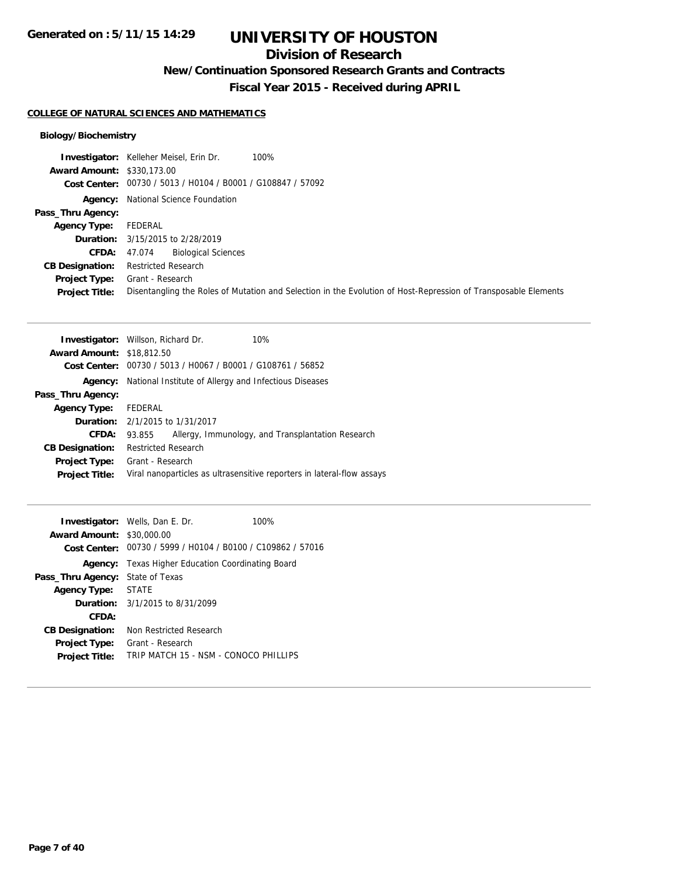# UNIVERSITY OF HOUSTON

## Division of Research

### New/Continuation Sponsored Research Grants and Contracts

### Fiscal Year 2015 - Received during APRIL

**COLLEGE OF NATURAL SCIENCES AND MATHEMATICS**

**Biology/Biochemistry**

| | |
|---|---|
| **Investigator:** | Kelleher Meisel, Erin Dr. 100% |
| **Award Amount:** | $330,173.00 |
| **Cost Center:** | 00730 / 5013 / H0104 / B0001 / G108847 / 57092 |
| **Agency:** | National Science Foundation |
| **Pass_Thru Agency:** | |
| **Agency Type:** | FEDERAL |
| **Duration:** | 3/15/2015 to 2/28/2019 |
| **CFDA:** | 47.074 Biological Sciences |
| **CB Designation:** | Restricted Research |
| **Project Type:** | Grant - Research |
| **Project Title:** | Disentangling the Roles of Mutation and Selection in the Evolution of Host-Repression of Transposable Elements |

---

| | |
|---|---|
| **Investigator:** | Willson, Richard Dr. 10% |
| **Award Amount:** | $18,812.50 |
| **Cost Center:** | 00730 / 5013 / H0067 / B0001 / G108761 / 56852 |
| **Agency:** | National Institute of Allergy and Infectious Diseases |
| **Pass_Thru Agency:** | |
| **Agency Type:** | FEDERAL |
| **Duration:** | 2/1/2015 to 1/31/2017 |
| **CFDA:** | 93.855 Allergy, Immunology, and Transplantation Research |
| **CB Designation:** | Restricted Research |
| **Project Type:** | Grant - Research |
| **Project Title:** | Viral nanoparticles as ultrasensitive reporters in lateral-flow assays |

---

| | |
|---|---|
| **Investigator:** | Wells, Dan E. Dr. 100% |
| **Award Amount:** | $30,000.00 |
| **Cost Center:** | 00730 / 5999 / H0104 / B0100 / C109862 / 57016 |
| **Agency:** | Texas Higher Education Coordinating Board |
| **Pass_Thru Agency:** | State of Texas |
| **Agency Type:** | STATE |
| **Duration:** | 3/1/2015 to 8/31/2099 |
| **CFDA:** | |
| **CB Designation:** | Non Restricted Research |
| **Project Type:** | Grant - Research |
| **Project Title:** | TRIP MATCH 15 - NSM - CONOCO PHILLIPS |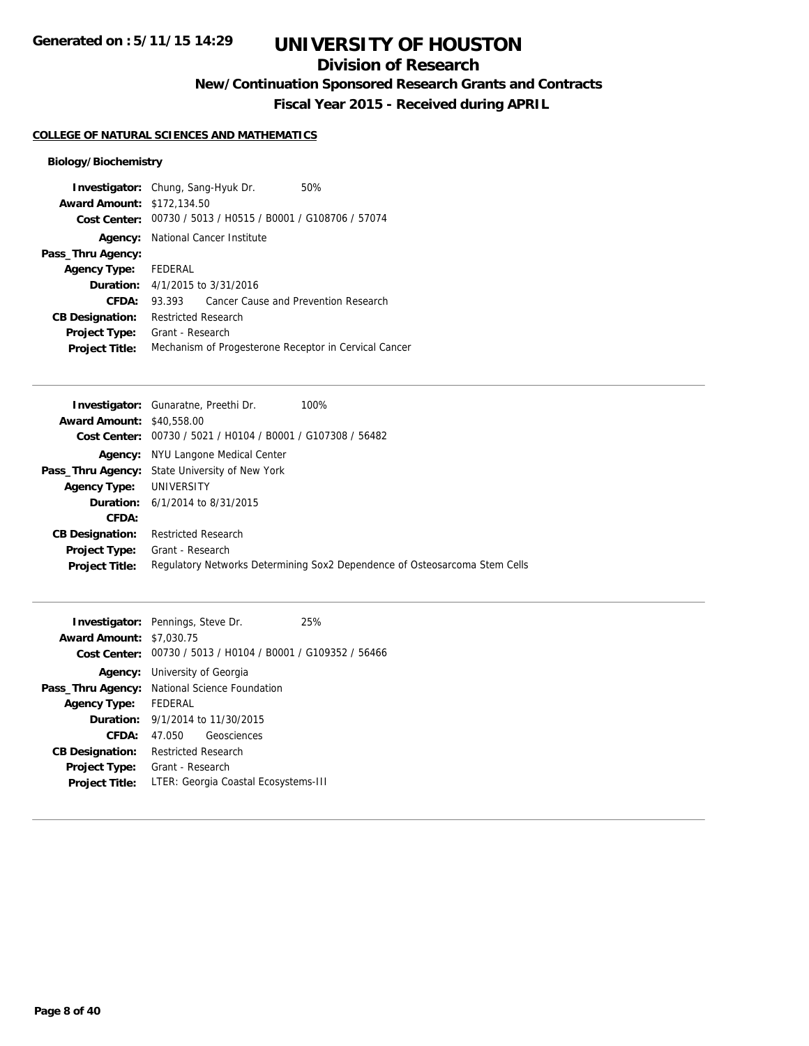# UNIVERSITY OF HOUSTON

## Division of Research

### New/Continuation Sponsored Research Grants and Contracts

### Fiscal Year 2015 - Received during APRIL

**COLLEGE OF NATURAL SCIENCES AND MATHEMATICS**

**Biology/Biochemistry**

| | | |
|---|---|---|
| **Investigator:** | Chung, Sang-Hyuk Dr. | 50% |
| **Award Amount:** | $172,134.50 | |
| **Cost Center:** | 00730 / 5013 / H0515 / B0001 / G108706 / 57074 | |
| **Agency:** | National Cancer Institute | |
| **Pass_Thru Agency:** | | |
| **Agency Type:** | FEDERAL | |
| **Duration:** | 4/1/2015 to 3/31/2016 | |
| **CFDA:** | 93.393 Cancer Cause and Prevention Research | |
| **CB Designation:** | Restricted Research | |
| **Project Type:** | Grant - Research | |
| **Project Title:** | Mechanism of Progesterone Receptor in Cervical Cancer | |

---

| | | |
|---|---|---|
| **Investigator:** | Gunaratne, Preethi Dr. | 100% |
| **Award Amount:** | $40,558.00 | |
| **Cost Center:** | 00730 / 5021 / H0104 / B0001 / G107308 / 56482 | |
| **Agency:** | NYU Langone Medical Center | |
| **Pass_Thru Agency:** | State University of New York | |
| **Agency Type:** | UNIVERSITY | |
| **Duration:** | 6/1/2014 to 8/31/2015 | |
| **CFDA:** | | |
| **CB Designation:** | Restricted Research | |
| **Project Type:** | Grant - Research | |
| **Project Title:** | Regulatory Networks Determining Sox2 Dependence of Osteosarcoma Stem Cells | |

---

| | | |
|---|---|---|
| **Investigator:** | Pennings, Steve Dr. | 25% |
| **Award Amount:** | $7,030.75 | |
| **Cost Center:** | 00730 / 5013 / H0104 / B0001 / G109352 / 56466 | |
| **Agency:** | University of Georgia | |
| **Pass_Thru Agency:** | National Science Foundation | |
| **Agency Type:** | FEDERAL | |
| **Duration:** | 9/1/2014 to 11/30/2015 | |
| **CFDA:** | 47.050 Geosciences | |
| **CB Designation:** | Restricted Research | |
| **Project Type:** | Grant - Research | |
| **Project Title:** | LTER: Georgia Coastal Ecosystems-III | |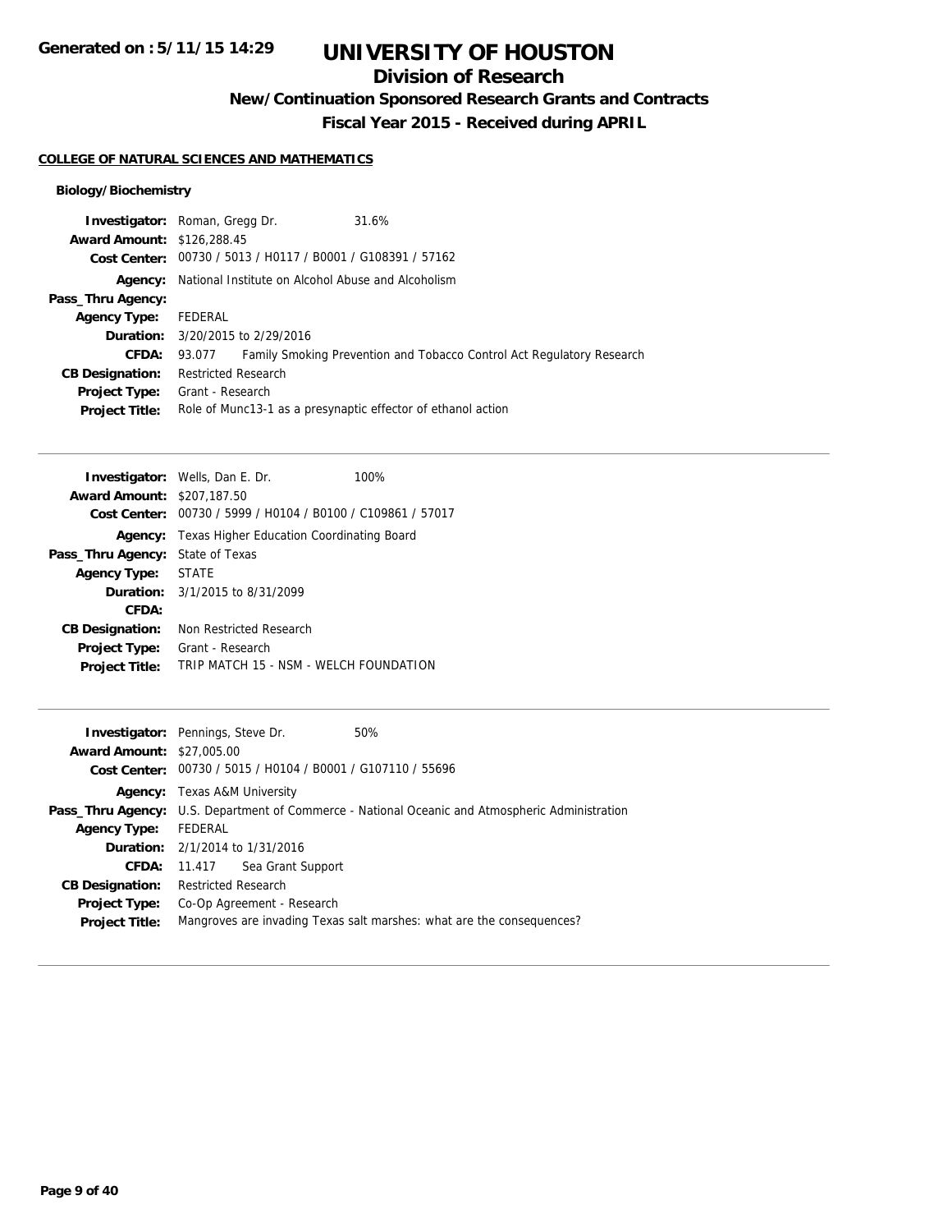# UNIVERSITY OF HOUSTON

## Division of Research

### New/Continuation Sponsored Research Grants and Contracts

### Fiscal Year 2015 - Received during APRIL

**COLLEGE OF NATURAL SCIENCES AND MATHEMATICS**

**Biology/Biochemistry**

| | | |
|---|---|---|
| **Investigator:** | Roman, Gregg Dr. | 31.6% |
| **Award Amount:** | $126,288.45 | |
| **Cost Center:** | 00730 / 5013 / H0117 / B0001 / G108391 / 57162 | |
| **Agency:** | National Institute on Alcohol Abuse and Alcoholism | |
| **Pass_Thru Agency:** | | |
| **Agency Type:** | FEDERAL | |
| **Duration:** | 3/20/2015 to 2/29/2016 | |
| **CFDA:** | 93.077 Family Smoking Prevention and Tobacco Control Act Regulatory Research | |
| **CB Designation:** | Restricted Research | |
| **Project Type:** | Grant - Research | |
| **Project Title:** | Role of Munc13-1 as a presynaptic effector of ethanol action | |

---

| | | |
|---|---|---|
| **Investigator:** | Wells, Dan E. Dr. | 100% |
| **Award Amount:** | $207,187.50 | |
| **Cost Center:** | 00730 / 5999 / H0104 / B0100 / C109861 / 57017 | |
| **Agency:** | Texas Higher Education Coordinating Board | |
| **Pass_Thru Agency:** | State of Texas | |
| **Agency Type:** | STATE | |
| **Duration:** | 3/1/2015 to 8/31/2099 | |
| **CFDA:** | | |
| **CB Designation:** | Non Restricted Research | |
| **Project Type:** | Grant - Research | |
| **Project Title:** | TRIP MATCH 15 - NSM - WELCH FOUNDATION | |

---

| | | |
|---|---|---|
| **Investigator:** | Pennings, Steve Dr. | 50% |
| **Award Amount:** | $27,005.00 | |
| **Cost Center:** | 00730 / 5015 / H0104 / B0001 / G107110 / 55696 | |
| **Agency:** | Texas A&M University | |
| **Pass_Thru Agency:** | U.S. Department of Commerce - National Oceanic and Atmospheric Administration | |
| **Agency Type:** | FEDERAL | |
| **Duration:** | 2/1/2014 to 1/31/2016 | |
| **CFDA:** | 11.417 Sea Grant Support | |
| **CB Designation:** | Restricted Research | |
| **Project Type:** | Co-Op Agreement - Research | |
| **Project Title:** | Mangroves are invading Texas salt marshes: what are the consequences? | |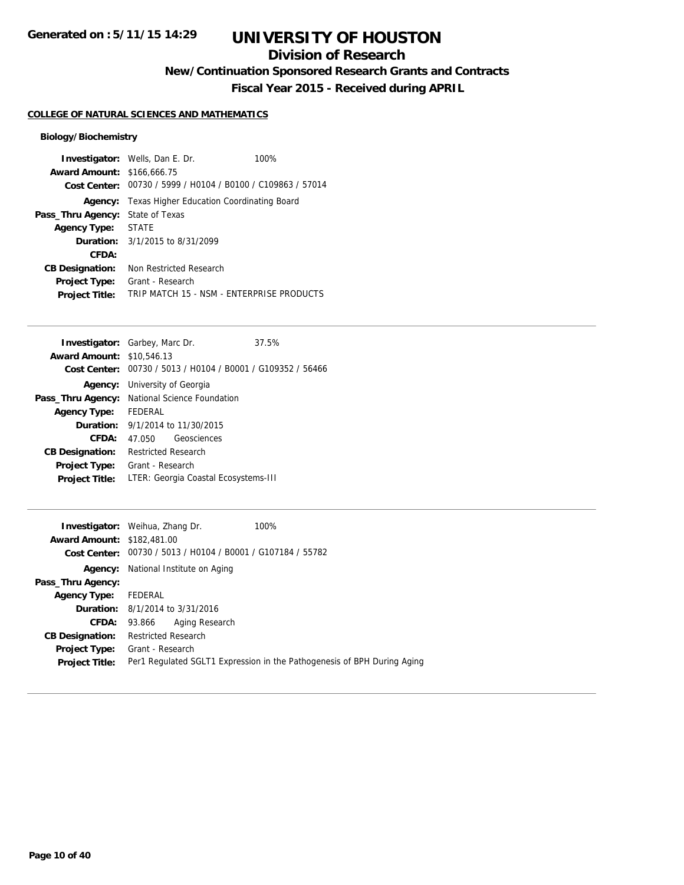# UNIVERSITY OF HOUSTON

## Division of Research

### New/Continuation Sponsored Research Grants and Contracts

### Fiscal Year 2015 - Received during APRIL

**COLLEGE OF NATURAL SCIENCES AND MATHEMATICS**

**Biology/Biochemistry**

| | |
|---|---|
| **Investigator:** | Wells, Dan E. Dr. — 100% |
| **Award Amount:** | $166,666.75 |
| **Cost Center:** | 00730 / 5999 / H0104 / B0100 / C109863 / 57014 |
| **Agency:** | Texas Higher Education Coordinating Board |
| **Pass_Thru Agency:** | State of Texas |
| **Agency Type:** | STATE |
| **Duration:** | 3/1/2015 to 8/31/2099 |
| **CFDA:** | |
| **CB Designation:** | Non Restricted Research |
| **Project Type:** | Grant - Research |
| **Project Title:** | TRIP MATCH 15 - NSM - ENTERPRISE PRODUCTS |

---

| | |
|---|---|
| **Investigator:** | Garbey, Marc Dr. — 37.5% |
| **Award Amount:** | $10,546.13 |
| **Cost Center:** | 00730 / 5013 / H0104 / B0001 / G109352 / 56466 |
| **Agency:** | University of Georgia |
| **Pass_Thru Agency:** | National Science Foundation |
| **Agency Type:** | FEDERAL |
| **Duration:** | 9/1/2014 to 11/30/2015 |
| **CFDA:** | 47.050 Geosciences |
| **CB Designation:** | Restricted Research |
| **Project Type:** | Grant - Research |
| **Project Title:** | LTER: Georgia Coastal Ecosystems-III |

---

| | |
|---|---|
| **Investigator:** | Weihua, Zhang Dr. — 100% |
| **Award Amount:** | $182,481.00 |
| **Cost Center:** | 00730 / 5013 / H0104 / B0001 / G107184 / 55782 |
| **Agency:** | National Institute on Aging |
| **Pass_Thru Agency:** | |
| **Agency Type:** | FEDERAL |
| **Duration:** | 8/1/2014 to 3/31/2016 |
| **CFDA:** | 93.866 Aging Research |
| **CB Designation:** | Restricted Research |
| **Project Type:** | Grant - Research |
| **Project Title:** | Per1 Regulated SGLT1 Expression in the Pathogenesis of BPH During Aging |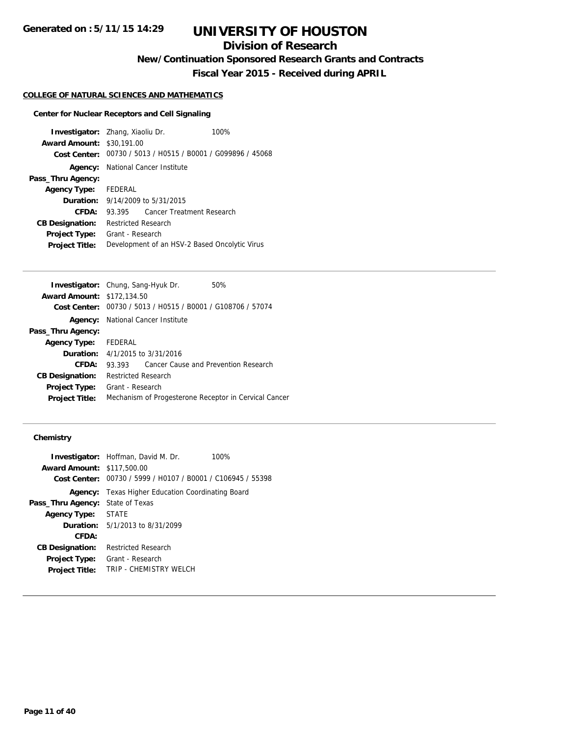**Generated on : 5/11/15 14:29**

# UNIVERSITY OF HOUSTON

## Division of Research

### New/Continuation Sponsored Research Grants and Contracts

### Fiscal Year 2015 - Received during APRIL

#### COLLEGE OF NATURAL SCIENCES AND MATHEMATICS

##### Center for Nuclear Receptors and Cell Signaling

**Investigator:** Zhang, Xiaoliu Dr. 100%
**Award Amount:** $30,191.00
**Cost Center:** 00730 / 5013 / H0515 / B0001 / G099896 / 45068
**Agency:** National Cancer Institute
**Pass_Thru Agency:**
**Agency Type:** FEDERAL
**Duration:** 9/14/2009 to 5/31/2015
**CFDA:** 93.395 Cancer Treatment Research
**CB Designation:** Restricted Research
**Project Type:** Grant - Research
**Project Title:** Development of an HSV-2 Based Oncolytic Virus

---

**Investigator:** Chung, Sang-Hyuk Dr. 50%
**Award Amount:** $172,134.50
**Cost Center:** 00730 / 5013 / H0515 / B0001 / G108706 / 57074
**Agency:** National Cancer Institute
**Pass_Thru Agency:**
**Agency Type:** FEDERAL
**Duration:** 4/1/2015 to 3/31/2016
**CFDA:** 93.393 Cancer Cause and Prevention Research
**CB Designation:** Restricted Research
**Project Type:** Grant - Research
**Project Title:** Mechanism of Progesterone Receptor in Cervical Cancer

---

##### Chemistry

**Investigator:** Hoffman, David M. Dr. 100%
**Award Amount:** $117,500.00
**Cost Center:** 00730 / 5999 / H0107 / B0001 / C106945 / 55398
**Agency:** Texas Higher Education Coordinating Board
**Pass_Thru Agency:** State of Texas
**Agency Type:** STATE
**Duration:** 5/1/2013 to 8/31/2099
**CFDA:**
**CB Designation:** Restricted Research
**Project Type:** Grant - Research
**Project Title:** TRIP - CHEMISTRY WELCH

---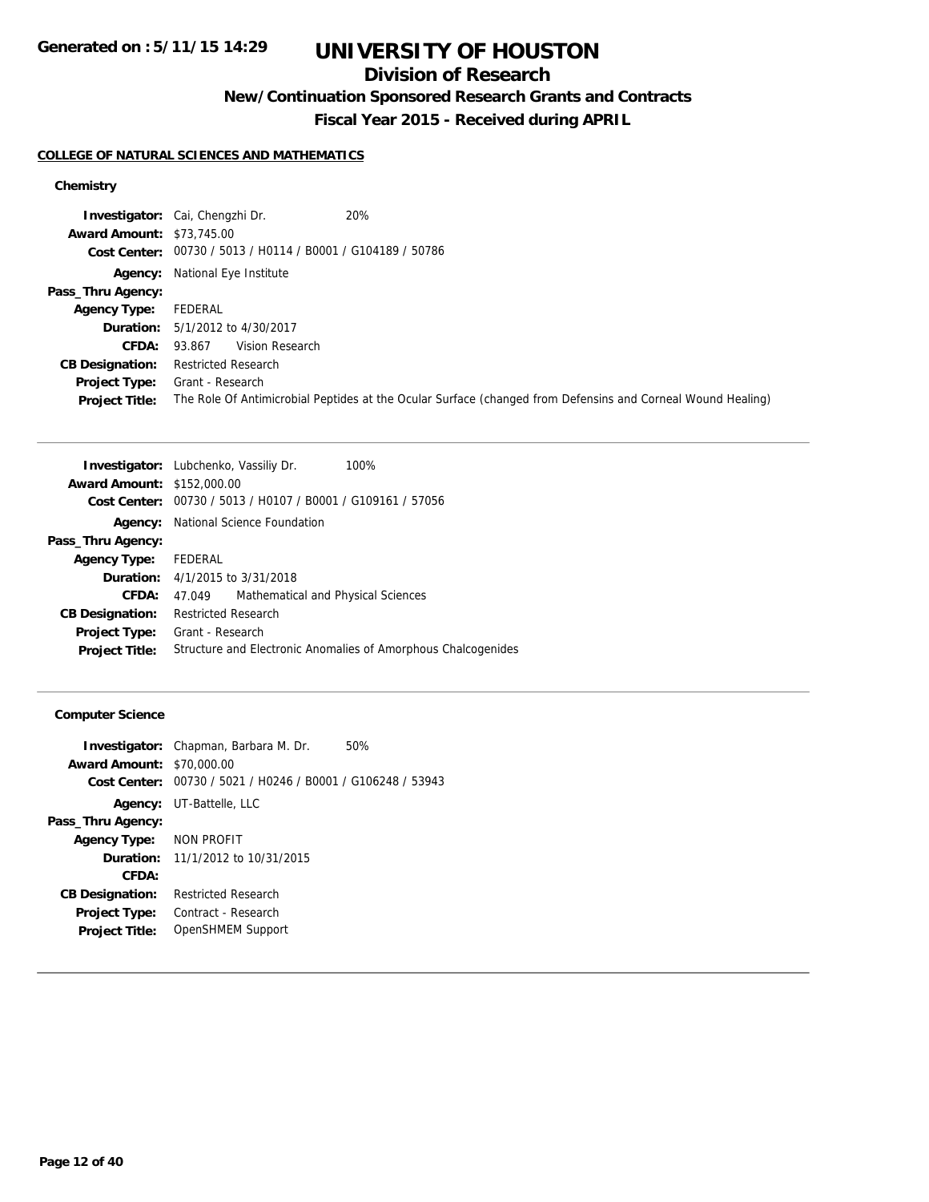# UNIVERSITY OF HOUSTON

## Division of Research

### New/Continuation Sponsored Research Grants and Contracts

### Fiscal Year 2015 - Received during APRIL

Generated on : 5/11/15 14:29

#### COLLEGE OF NATURAL SCIENCES AND MATHEMATICS

##### Chemistry

**Investigator:** Cai, Chengzhi Dr. 20%
**Award Amount:** $73,745.00
**Cost Center:** 00730 / 5013 / H0114 / B0001 / G104189 / 50786
**Agency:** National Eye Institute
**Pass_Thru Agency:**
**Agency Type:** FEDERAL
**Duration:** 5/1/2012 to 4/30/2017
**CFDA:** 93.867 Vision Research
**CB Designation:** Restricted Research
**Project Type:** Grant - Research
**Project Title:** The Role Of Antimicrobial Peptides at the Ocular Surface (changed from Defensins and Corneal Wound Healing)

---

**Investigator:** Lubchenko, Vassiliy Dr. 100%
**Award Amount:** $152,000.00
**Cost Center:** 00730 / 5013 / H0107 / B0001 / G109161 / 57056
**Agency:** National Science Foundation
**Pass_Thru Agency:**
**Agency Type:** FEDERAL
**Duration:** 4/1/2015 to 3/31/2018
**CFDA:** 47.049 Mathematical and Physical Sciences
**CB Designation:** Restricted Research
**Project Type:** Grant - Research
**Project Title:** Structure and Electronic Anomalies of Amorphous Chalcogenides

---

##### Computer Science

**Investigator:** Chapman, Barbara M. Dr. 50%
**Award Amount:** $70,000.00
**Cost Center:** 00730 / 5021 / H0246 / B0001 / G106248 / 53943
**Agency:** UT-Battelle, LLC
**Pass_Thru Agency:**
**Agency Type:** NON PROFIT
**Duration:** 11/1/2012 to 10/31/2015
**CFDA:**
**CB Designation:** Restricted Research
**Project Type:** Contract - Research
**Project Title:** OpenSHMEM Support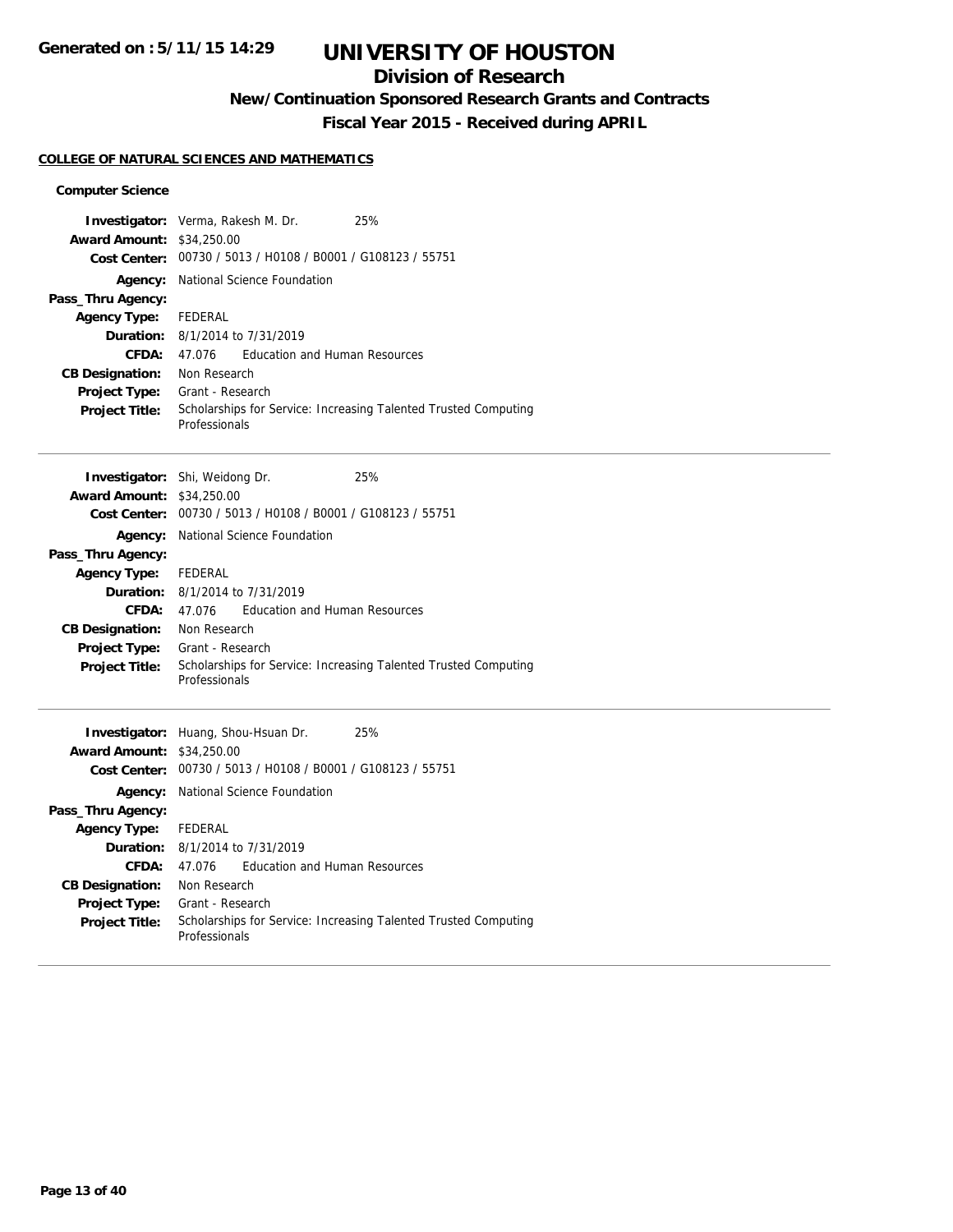# UNIVERSITY OF HOUSTON

## Division of Research

### New/Continuation Sponsored Research Grants and Contracts

### Fiscal Year 2015 - Received during APRIL

**COLLEGE OF NATURAL SCIENCES AND MATHEMATICS**

**Computer Science**

**Investigator:** Verma, Rakesh M. Dr. 25%
**Award Amount:** $34,250.00
**Cost Center:** 00730 / 5013 / H0108 / B0001 / G108123 / 55751
**Agency:** National Science Foundation
**Pass_Thru Agency:**
**Agency Type:** FEDERAL
**Duration:** 8/1/2014 to 7/31/2019
**CFDA:** 47.076 Education and Human Resources
**CB Designation:** Non Research
**Project Type:** Grant - Research
**Project Title:** Scholarships for Service: Increasing Talented Trusted Computing Professionals

---

**Investigator:** Shi, Weidong Dr. 25%
**Award Amount:** $34,250.00
**Cost Center:** 00730 / 5013 / H0108 / B0001 / G108123 / 55751
**Agency:** National Science Foundation
**Pass_Thru Agency:**
**Agency Type:** FEDERAL
**Duration:** 8/1/2014 to 7/31/2019
**CFDA:** 47.076 Education and Human Resources
**CB Designation:** Non Research
**Project Type:** Grant - Research
**Project Title:** Scholarships for Service: Increasing Talented Trusted Computing Professionals

---

**Investigator:** Huang, Shou-Hsuan Dr. 25%
**Award Amount:** $34,250.00
**Cost Center:** 00730 / 5013 / H0108 / B0001 / G108123 / 55751
**Agency:** National Science Foundation
**Pass_Thru Agency:**
**Agency Type:** FEDERAL
**Duration:** 8/1/2014 to 7/31/2019
**CFDA:** 47.076 Education and Human Resources
**CB Designation:** Non Research
**Project Type:** Grant - Research
**Project Title:** Scholarships for Service: Increasing Talented Trusted Computing Professionals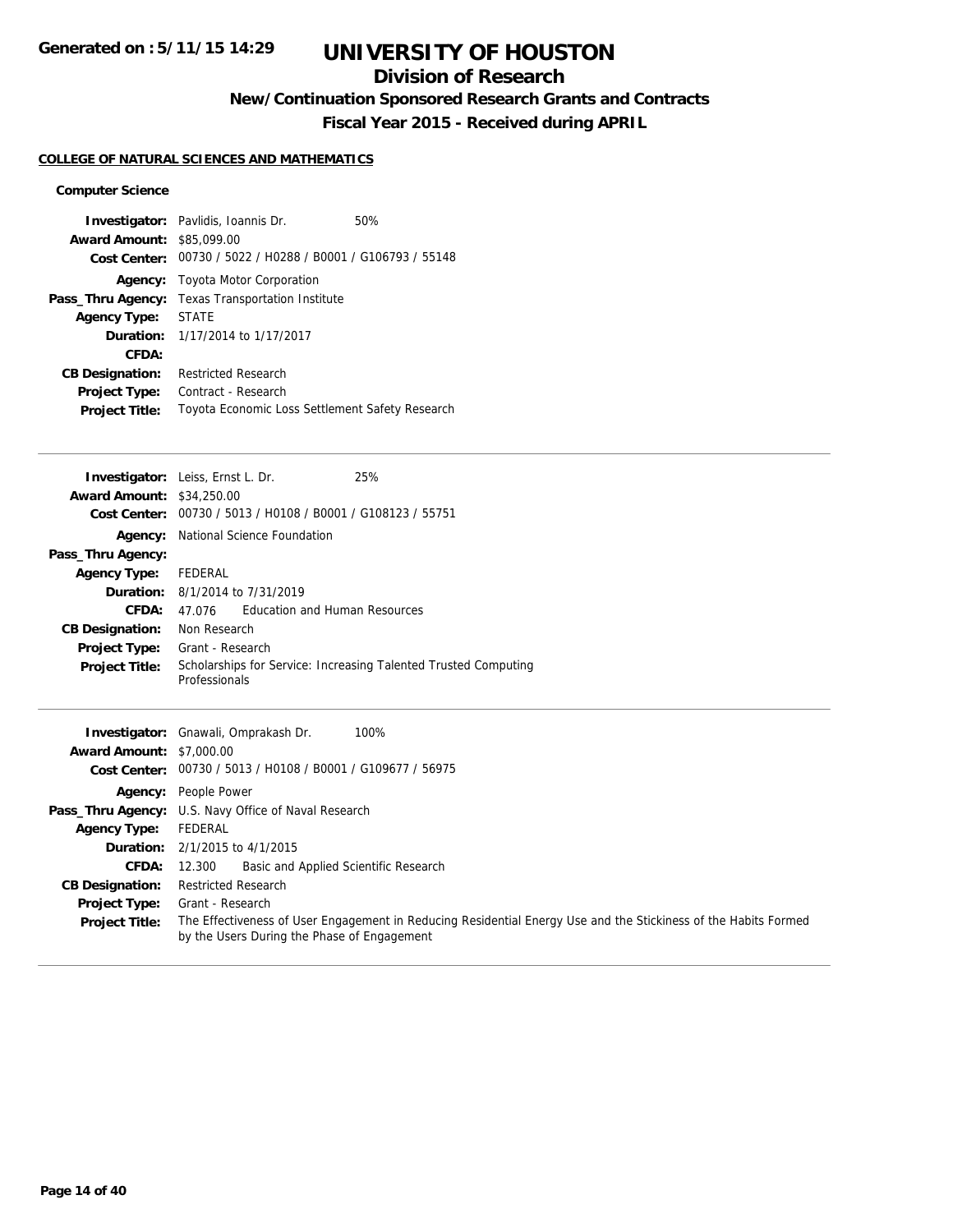Generated on : 5/11/15 14:29

# UNIVERSITY OF HOUSTON

## Division of Research

### New/Continuation Sponsored Research Grants and Contracts

### Fiscal Year 2015 - Received during APRIL

**COLLEGE OF NATURAL SCIENCES AND MATHEMATICS**

**Computer Science**

**Investigator:** Pavlidis, Ioannis Dr. 50%
**Award Amount:** $85,099.00
**Cost Center:** 00730 / 5022 / H0288 / B0001 / G106793 / 55148
**Agency:** Toyota Motor Corporation
**Pass_Thru Agency:** Texas Transportation Institute
**Agency Type:** STATE
**Duration:** 1/17/2014 to 1/17/2017
**CFDA:**
**CB Designation:** Restricted Research
**Project Type:** Contract - Research
**Project Title:** Toyota Economic Loss Settlement Safety Research

---

**Investigator:** Leiss, Ernst L. Dr. 25%
**Award Amount:** $34,250.00
**Cost Center:** 00730 / 5013 / H0108 / B0001 / G108123 / 55751
**Agency:** National Science Foundation
**Pass_Thru Agency:**
**Agency Type:** FEDERAL
**Duration:** 8/1/2014 to 7/31/2019
**CFDA:** 47.076 Education and Human Resources
**CB Designation:** Non Research
**Project Type:** Grant - Research
**Project Title:** Scholarships for Service: Increasing Talented Trusted Computing Professionals

---

**Investigator:** Gnawali, Omprakash Dr. 100%
**Award Amount:** $7,000.00
**Cost Center:** 00730 / 5013 / H0108 / B0001 / G109677 / 56975
**Agency:** People Power
**Pass_Thru Agency:** U.S. Navy Office of Naval Research
**Agency Type:** FEDERAL
**Duration:** 2/1/2015 to 4/1/2015
**CFDA:** 12.300 Basic and Applied Scientific Research
**CB Designation:** Restricted Research
**Project Type:** Grant - Research
**Project Title:** The Effectiveness of User Engagement in Reducing Residential Energy Use and the Stickiness of the Habits Formed by the Users During the Phase of Engagement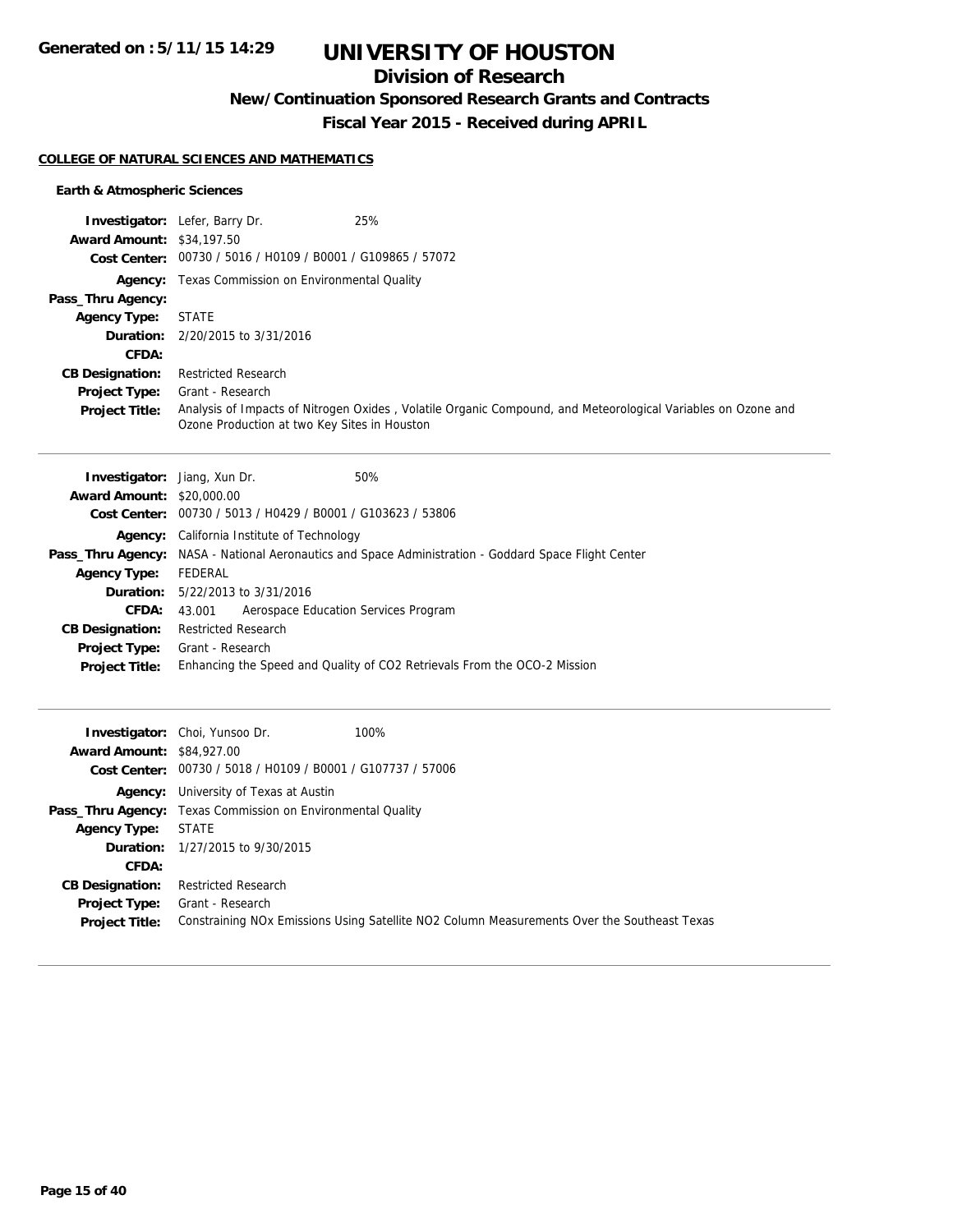# UNIVERSITY OF HOUSTON

## Division of Research

### New/Continuation Sponsored Research Grants and Contracts

### Fiscal Year 2015 - Received during APRIL

**COLLEGE OF NATURAL SCIENCES AND MATHEMATICS**

**Earth & Atmospheric Sciences**

**Investigator:** Lefer, Barry Dr. 25%
**Award Amount:** $34,197.50
**Cost Center:** 00730 / 5016 / H0109 / B0001 / G109865 / 57072
**Agency:** Texas Commission on Environmental Quality
**Pass_Thru Agency:**
**Agency Type:** STATE
**Duration:** 2/20/2015 to 3/31/2016
**CFDA:**
**CB Designation:** Restricted Research
**Project Type:** Grant - Research
**Project Title:** Analysis of Impacts of Nitrogen Oxides , Volatile Organic Compound, and Meteorological Variables on Ozone and Ozone Production at two Key Sites in Houston

---

**Investigator:** Jiang, Xun Dr. 50%
**Award Amount:** $20,000.00
**Cost Center:** 00730 / 5013 / H0429 / B0001 / G103623 / 53806
**Agency:** California Institute of Technology
**Pass_Thru Agency:** NASA - National Aeronautics and Space Administration - Goddard Space Flight Center
**Agency Type:** FEDERAL
**Duration:** 5/22/2013 to 3/31/2016
**CFDA:** 43.001 Aerospace Education Services Program
**CB Designation:** Restricted Research
**Project Type:** Grant - Research
**Project Title:** Enhancing the Speed and Quality of CO2 Retrievals From the OCO-2 Mission

---

**Investigator:** Choi, Yunsoo Dr. 100%
**Award Amount:** $84,927.00
**Cost Center:** 00730 / 5018 / H0109 / B0001 / G107737 / 57006
**Agency:** University of Texas at Austin
**Pass_Thru Agency:** Texas Commission on Environmental Quality
**Agency Type:** STATE
**Duration:** 1/27/2015 to 9/30/2015
**CFDA:**
**CB Designation:** Restricted Research
**Project Type:** Grant - Research
**Project Title:** Constraining NOx Emissions Using Satellite NO2 Column Measurements Over the Southeast Texas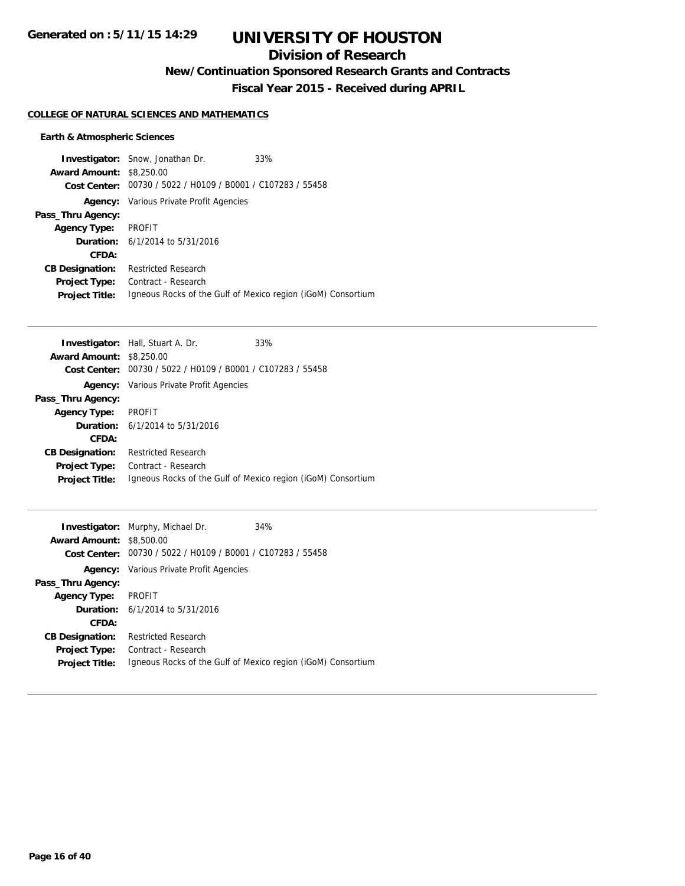# UNIVERSITY OF HOUSTON

## Division of Research

### New/Continuation Sponsored Research Grants and Contracts

### Fiscal Year 2015 - Received during APRIL

**COLLEGE OF NATURAL SCIENCES AND MATHEMATICS**

**Earth & Atmospheric Sciences**

**Investigator:** Snow, Jonathan Dr. 33%
**Award Amount:** $8,250.00
**Cost Center:** 00730 / 5022 / H0109 / B0001 / C107283 / 55458
**Agency:** Various Private Profit Agencies
**Pass_Thru Agency:**
**Agency Type:** PROFIT
**Duration:** 6/1/2014 to 5/31/2016
**CFDA:**
**CB Designation:** Restricted Research
**Project Type:** Contract - Research
**Project Title:** Igneous Rocks of the Gulf of Mexico region (iGoM) Consortium

---

**Investigator:** Hall, Stuart A. Dr. 33%
**Award Amount:** $8,250.00
**Cost Center:** 00730 / 5022 / H0109 / B0001 / C107283 / 55458
**Agency:** Various Private Profit Agencies
**Pass_Thru Agency:**
**Agency Type:** PROFIT
**Duration:** 6/1/2014 to 5/31/2016
**CFDA:**
**CB Designation:** Restricted Research
**Project Type:** Contract - Research
**Project Title:** Igneous Rocks of the Gulf of Mexico region (iGoM) Consortium

---

**Investigator:** Murphy, Michael Dr. 34%
**Award Amount:** $8,500.00
**Cost Center:** 00730 / 5022 / H0109 / B0001 / C107283 / 55458
**Agency:** Various Private Profit Agencies
**Pass_Thru Agency:**
**Agency Type:** PROFIT
**Duration:** 6/1/2014 to 5/31/2016
**CFDA:**
**CB Designation:** Restricted Research
**Project Type:** Contract - Research
**Project Title:** Igneous Rocks of the Gulf of Mexico region (iGoM) Consortium

---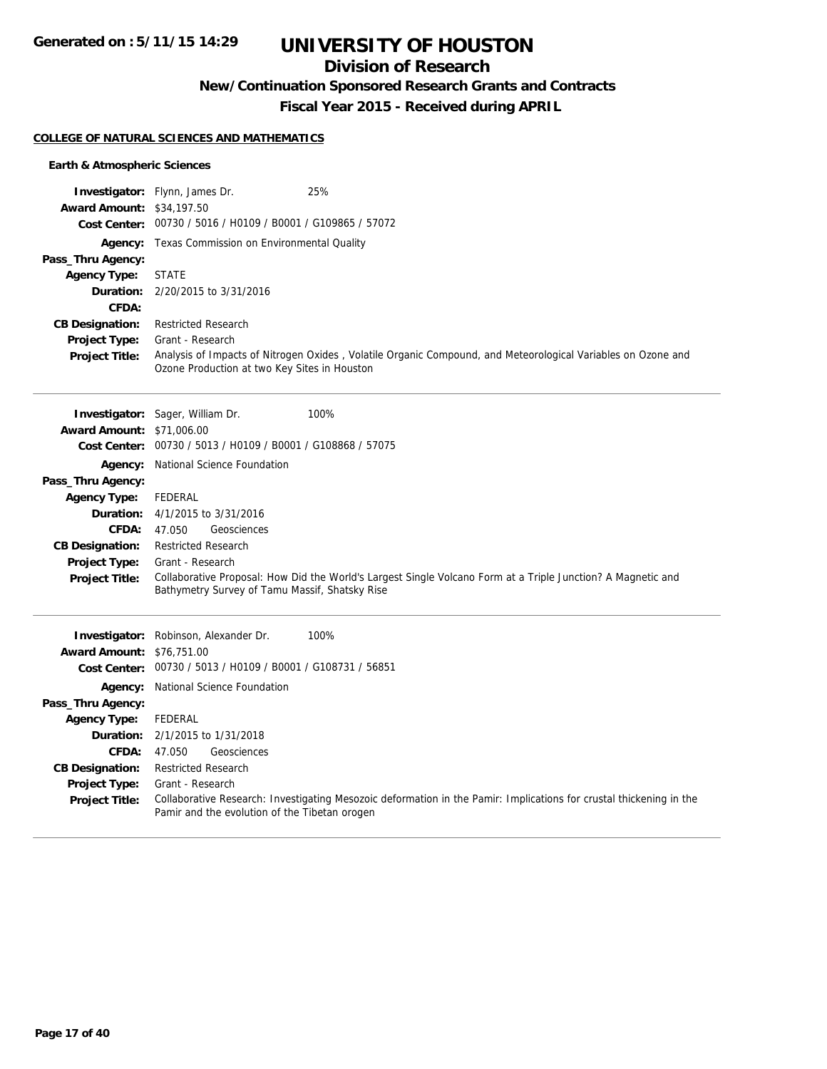# UNIVERSITY OF HOUSTON

## Division of Research

### New/Continuation Sponsored Research Grants and Contracts

### Fiscal Year 2015 - Received during APRIL

**COLLEGE OF NATURAL SCIENCES AND MATHEMATICS**

**Earth & Atmospheric Sciences**

**Investigator:** Flynn, James Dr. 25%
**Award Amount:** $34,197.50
**Cost Center:** 00730 / 5016 / H0109 / B0001 / G109865 / 57072
**Agency:** Texas Commission on Environmental Quality
**Pass_Thru Agency:**
**Agency Type:** STATE
**Duration:** 2/20/2015 to 3/31/2016
**CFDA:**
**CB Designation:** Restricted Research
**Project Type:** Grant - Research
**Project Title:** Analysis of Impacts of Nitrogen Oxides , Volatile Organic Compound, and Meteorological Variables on Ozone and Ozone Production at two Key Sites in Houston

---

**Investigator:** Sager, William Dr. 100%
**Award Amount:** $71,006.00
**Cost Center:** 00730 / 5013 / H0109 / B0001 / G108868 / 57075
**Agency:** National Science Foundation
**Pass_Thru Agency:**
**Agency Type:** FEDERAL
**Duration:** 4/1/2015 to 3/31/2016
**CFDA:** 47.050 Geosciences
**CB Designation:** Restricted Research
**Project Type:** Grant - Research
**Project Title:** Collaborative Proposal: How Did the World's Largest Single Volcano Form at a Triple Junction? A Magnetic and Bathymetry Survey of Tamu Massif, Shatsky Rise

---

**Investigator:** Robinson, Alexander Dr. 100%
**Award Amount:** $76,751.00
**Cost Center:** 00730 / 5013 / H0109 / B0001 / G108731 / 56851
**Agency:** National Science Foundation
**Pass_Thru Agency:**
**Agency Type:** FEDERAL
**Duration:** 2/1/2015 to 1/31/2018
**CFDA:** 47.050 Geosciences
**CB Designation:** Restricted Research
**Project Type:** Grant - Research
**Project Title:** Collaborative Research: Investigating Mesozoic deformation in the Pamir: Implications for crustal thickening in the Pamir and the evolution of the Tibetan orogen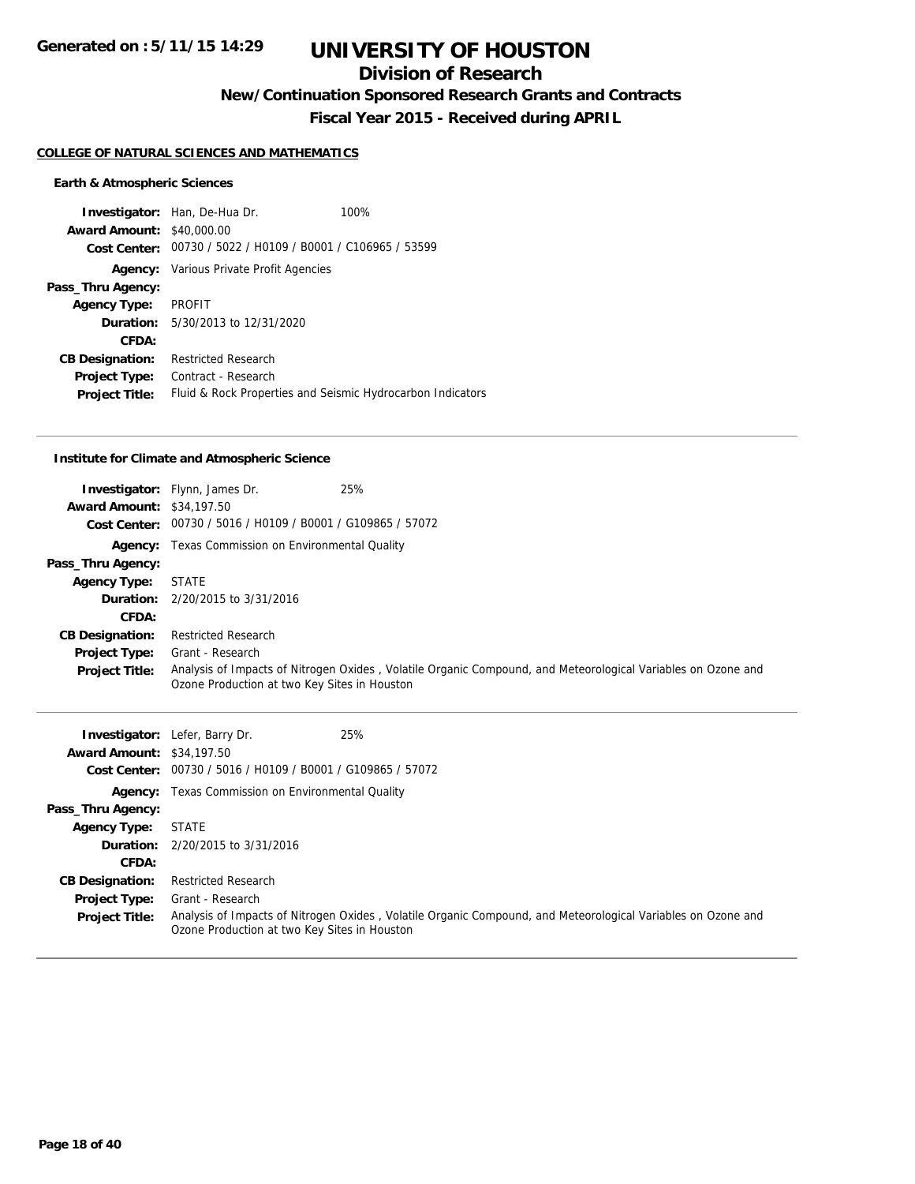# UNIVERSITY OF HOUSTON

## Division of Research

### New/Continuation Sponsored Research Grants and Contracts

### Fiscal Year 2015 - Received during APRIL

Generated on : 5/11/15 14:29

**COLLEGE OF NATURAL SCIENCES AND MATHEMATICS**

**Earth & Atmospheric Sciences**

**Investigator:** Han, De-Hua Dr. 100%
**Award Amount:** $40,000.00
**Cost Center:** 00730 / 5022 / H0109 / B0001 / C106965 / 53599
**Agency:** Various Private Profit Agencies
**Pass_Thru Agency:**
**Agency Type:** PROFIT
**Duration:** 5/30/2013 to 12/31/2020
**CFDA:**
**CB Designation:** Restricted Research
**Project Type:** Contract - Research
**Project Title:** Fluid & Rock Properties and Seismic Hydrocarbon Indicators

---

**Institute for Climate and Atmospheric Science**

**Investigator:** Flynn, James Dr. 25%
**Award Amount:** $34,197.50
**Cost Center:** 00730 / 5016 / H0109 / B0001 / G109865 / 57072
**Agency:** Texas Commission on Environmental Quality
**Pass_Thru Agency:**
**Agency Type:** STATE
**Duration:** 2/20/2015 to 3/31/2016
**CFDA:**
**CB Designation:** Restricted Research
**Project Type:** Grant - Research
**Project Title:** Analysis of Impacts of Nitrogen Oxides , Volatile Organic Compound, and Meteorological Variables on Ozone and Ozone Production at two Key Sites in Houston

---

**Investigator:** Lefer, Barry Dr. 25%
**Award Amount:** $34,197.50
**Cost Center:** 00730 / 5016 / H0109 / B0001 / G109865 / 57072
**Agency:** Texas Commission on Environmental Quality
**Pass_Thru Agency:**
**Agency Type:** STATE
**Duration:** 2/20/2015 to 3/31/2016
**CFDA:**
**CB Designation:** Restricted Research
**Project Type:** Grant - Research
**Project Title:** Analysis of Impacts of Nitrogen Oxides , Volatile Organic Compound, and Meteorological Variables on Ozone and Ozone Production at two Key Sites in Houston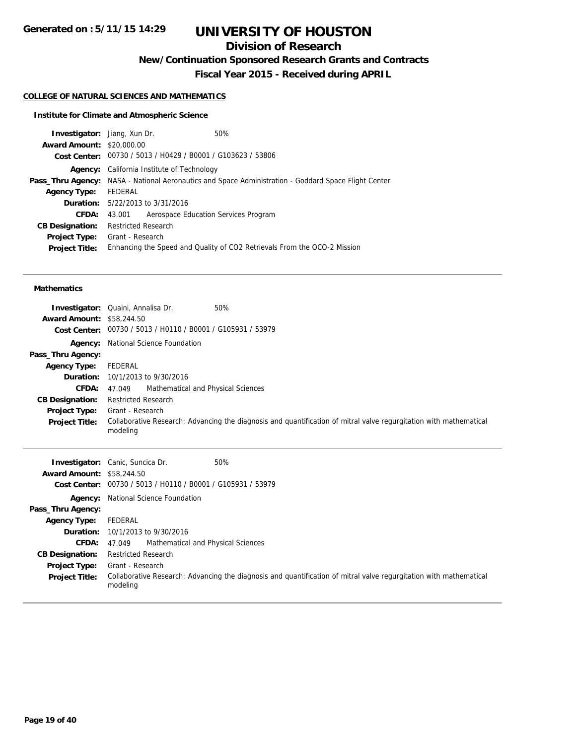# UNIVERSITY OF HOUSTON

## Division of Research

### New/Continuation Sponsored Research Grants and Contracts

### Fiscal Year 2015 - Received during APRIL

Generated on : 5/11/15 14:29

**COLLEGE OF NATURAL SCIENCES AND MATHEMATICS**

**Institute for Climate and Atmospheric Science**

**Investigator:** Jiang, Xun Dr. 50%
**Award Amount:** \$20,000.00
**Cost Center:** 00730 / 5013 / H0429 / B0001 / G103623 / 53806
**Agency:** California Institute of Technology
**Pass_Thru Agency:** NASA - National Aeronautics and Space Administration - Goddard Space Flight Center
**Agency Type:** FEDERAL
**Duration:** 5/22/2013 to 3/31/2016
**CFDA:** 43.001 Aerospace Education Services Program
**CB Designation:** Restricted Research
**Project Type:** Grant - Research
**Project Title:** Enhancing the Speed and Quality of CO2 Retrievals From the OCO-2 Mission

---

**Mathematics**

**Investigator:** Quaini, Annalisa Dr. 50%
**Award Amount:** \$58,244.50
**Cost Center:** 00730 / 5013 / H0110 / B0001 / G105931 / 53979
**Agency:** National Science Foundation
**Pass_Thru Agency:**
**Agency Type:** FEDERAL
**Duration:** 10/1/2013 to 9/30/2016
**CFDA:** 47.049 Mathematical and Physical Sciences
**CB Designation:** Restricted Research
**Project Type:** Grant - Research
**Project Title:** Collaborative Research: Advancing the diagnosis and quantification of mitral valve regurgitation with mathematical modeling

---

**Investigator:** Canic, Suncica Dr. 50%
**Award Amount:** \$58,244.50
**Cost Center:** 00730 / 5013 / H0110 / B0001 / G105931 / 53979
**Agency:** National Science Foundation
**Pass_Thru Agency:**
**Agency Type:** FEDERAL
**Duration:** 10/1/2013 to 9/30/2016
**CFDA:** 47.049 Mathematical and Physical Sciences
**CB Designation:** Restricted Research
**Project Type:** Grant - Research
**Project Title:** Collaborative Research: Advancing the diagnosis and quantification of mitral valve regurgitation with mathematical modeling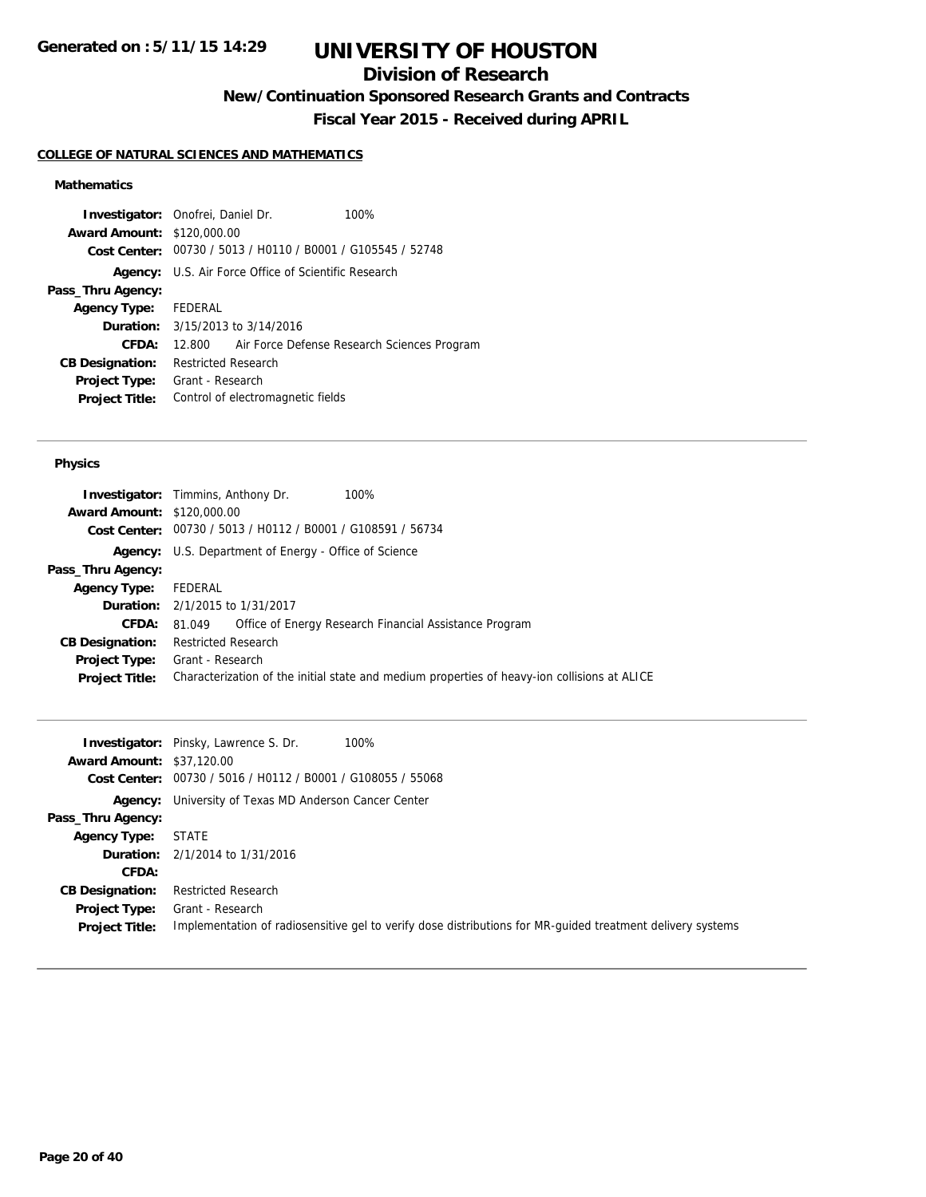# UNIVERSITY OF HOUSTON

## Division of Research

### New/Continuation Sponsored Research Grants and Contracts

### Fiscal Year 2015 - Received during APRIL

**Generated on : 5/11/15 14:29**

#### COLLEGE OF NATURAL SCIENCES AND MATHEMATICS

##### Mathematics

**Investigator:** Onofrei, Daniel Dr. 100%
**Award Amount:** $120,000.00
**Cost Center:** 00730 / 5013 / H0110 / B0001 / G105545 / 52748
**Agency:** U.S. Air Force Office of Scientific Research
**Pass_Thru Agency:**
**Agency Type:** FEDERAL
**Duration:** 3/15/2013 to 3/14/2016
**CFDA:** 12.800 Air Force Defense Research Sciences Program
**CB Designation:** Restricted Research
**Project Type:** Grant - Research
**Project Title:** Control of electromagnetic fields

---

##### Physics

**Investigator:** Timmins, Anthony Dr. 100%
**Award Amount:** $120,000.00
**Cost Center:** 00730 / 5013 / H0112 / B0001 / G108591 / 56734
**Agency:** U.S. Department of Energy - Office of Science
**Pass_Thru Agency:**
**Agency Type:** FEDERAL
**Duration:** 2/1/2015 to 1/31/2017
**CFDA:** 81.049 Office of Energy Research Financial Assistance Program
**CB Designation:** Restricted Research
**Project Type:** Grant - Research
**Project Title:** Characterization of the initial state and medium properties of heavy-ion collisions at ALICE

---

**Investigator:** Pinsky, Lawrence S. Dr. 100%
**Award Amount:** $37,120.00
**Cost Center:** 00730 / 5016 / H0112 / B0001 / G108055 / 55068
**Agency:** University of Texas MD Anderson Cancer Center
**Pass_Thru Agency:**
**Agency Type:** STATE
**Duration:** 2/1/2014 to 1/31/2016
**CFDA:**
**CB Designation:** Restricted Research
**Project Type:** Grant - Research
**Project Title:** Implementation of radiosensitive gel to verify dose distributions for MR-guided treatment delivery systems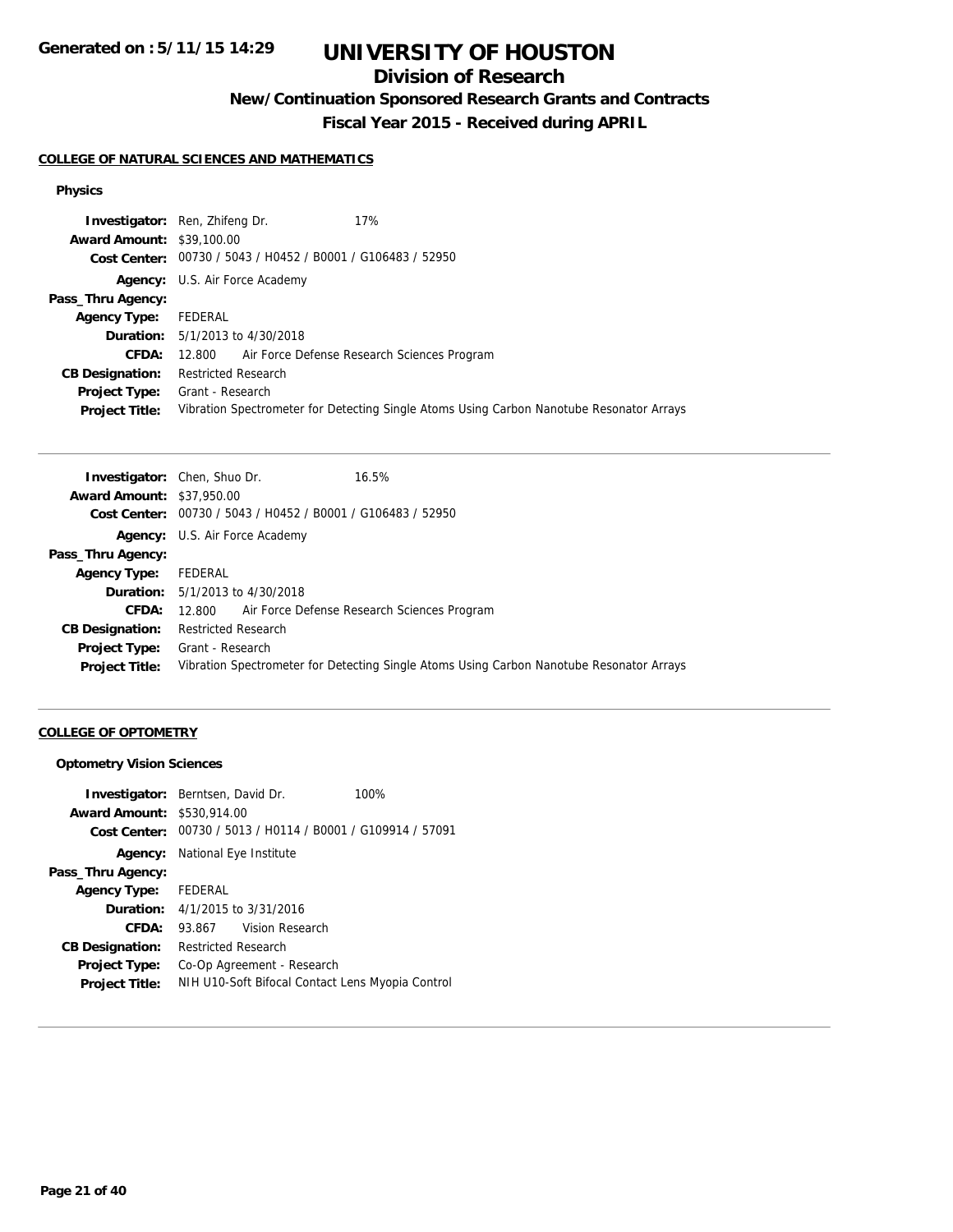# UNIVERSITY OF HOUSTON

## Division of Research

### New/Continuation Sponsored Research Grants and Contracts

### Fiscal Year 2015 - Received during APRIL

#### COLLEGE OF NATURAL SCIENCES AND MATHEMATICS

**Physics**

**Investigator:** Ren, Zhifeng Dr. 17%
**Award Amount:** $39,100.00
**Cost Center:** 00730 / 5043 / H0452 / B0001 / G106483 / 52950
**Agency:** U.S. Air Force Academy
**Pass_Thru Agency:**
**Agency Type:** FEDERAL
**Duration:** 5/1/2013 to 4/30/2018
**CFDA:** 12.800 Air Force Defense Research Sciences Program
**CB Designation:** Restricted Research
**Project Type:** Grant - Research
**Project Title:** Vibration Spectrometer for Detecting Single Atoms Using Carbon Nanotube Resonator Arrays

---

**Investigator:** Chen, Shuo Dr. 16.5%
**Award Amount:** $37,950.00
**Cost Center:** 00730 / 5043 / H0452 / B0001 / G106483 / 52950
**Agency:** U.S. Air Force Academy
**Pass_Thru Agency:**
**Agency Type:** FEDERAL
**Duration:** 5/1/2013 to 4/30/2018
**CFDA:** 12.800 Air Force Defense Research Sciences Program
**CB Designation:** Restricted Research
**Project Type:** Grant - Research
**Project Title:** Vibration Spectrometer for Detecting Single Atoms Using Carbon Nanotube Resonator Arrays

---

#### COLLEGE OF OPTOMETRY

**Optometry Vision Sciences**

**Investigator:** Berntsen, David Dr. 100%
**Award Amount:** $530,914.00
**Cost Center:** 00730 / 5013 / H0114 / B0001 / G109914 / 57091
**Agency:** National Eye Institute
**Pass_Thru Agency:**
**Agency Type:** FEDERAL
**Duration:** 4/1/2015 to 3/31/2016
**CFDA:** 93.867 Vision Research
**CB Designation:** Restricted Research
**Project Type:** Co-Op Agreement - Research
**Project Title:** NIH U10-Soft Bifocal Contact Lens Myopia Control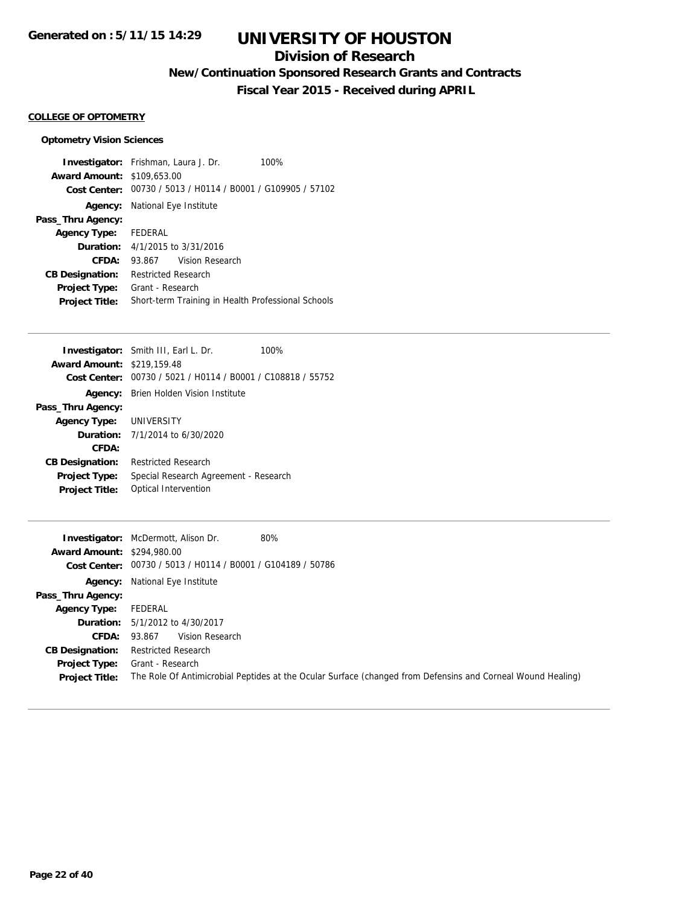# UNIVERSITY OF HOUSTON

## Division of Research

### New/Continuation Sponsored Research Grants and Contracts

### Fiscal Year 2015 - Received during APRIL

**COLLEGE OF OPTOMETRY**

**Optometry Vision Sciences**

| | |
|---|---|
| **Investigator:** | Frishman, Laura J. Dr. 100% |
| **Award Amount:** | $109,653.00 |
| **Cost Center:** | 00730 / 5013 / H0114 / B0001 / G109905 / 57102 |
| **Agency:** | National Eye Institute |
| **Pass_Thru Agency:** | |
| **Agency Type:** | FEDERAL |
| **Duration:** | 4/1/2015 to 3/31/2016 |
| **CFDA:** | 93.867 Vision Research |
| **CB Designation:** | Restricted Research |
| **Project Type:** | Grant - Research |
| **Project Title:** | Short-term Training in Health Professional Schools |

| | |
|---|---|
| **Investigator:** | Smith III, Earl L. Dr. 100% |
| **Award Amount:** | $219,159.48 |
| **Cost Center:** | 00730 / 5021 / H0114 / B0001 / C108818 / 55752 |
| **Agency:** | Brien Holden Vision Institute |
| **Pass_Thru Agency:** | |
| **Agency Type:** | UNIVERSITY |
| **Duration:** | 7/1/2014 to 6/30/2020 |
| **CFDA:** | |
| **CB Designation:** | Restricted Research |
| **Project Type:** | Special Research Agreement - Research |
| **Project Title:** | Optical Intervention |

| | |
|---|---|
| **Investigator:** | McDermott, Alison Dr. 80% |
| **Award Amount:** | $294,980.00 |
| **Cost Center:** | 00730 / 5013 / H0114 / B0001 / G104189 / 50786 |
| **Agency:** | National Eye Institute |
| **Pass_Thru Agency:** | |
| **Agency Type:** | FEDERAL |
| **Duration:** | 5/1/2012 to 4/30/2017 |
| **CFDA:** | 93.867 Vision Research |
| **CB Designation:** | Restricted Research |
| **Project Type:** | Grant - Research |
| **Project Title:** | The Role Of Antimicrobial Peptides at the Ocular Surface (changed from Defensins and Corneal Wound Healing) |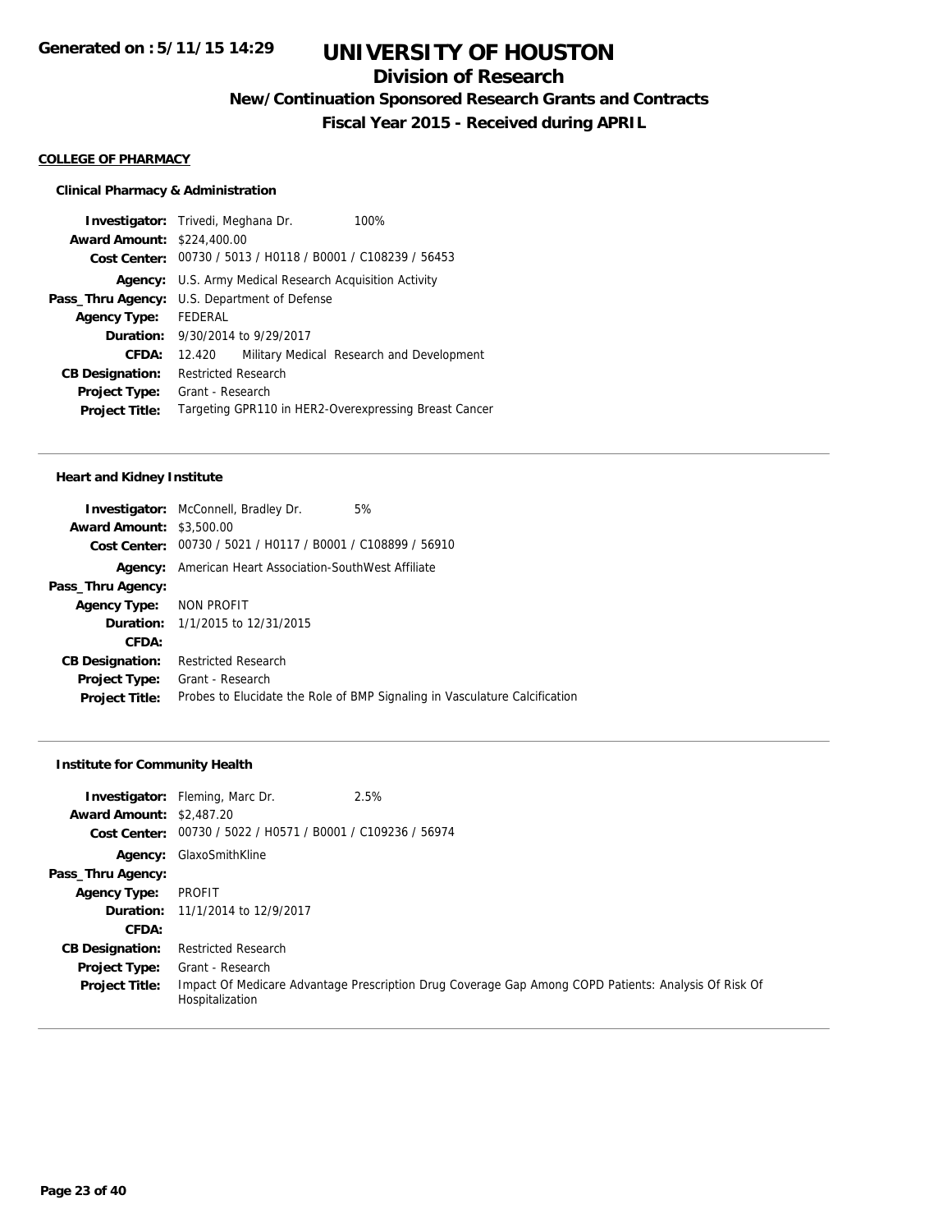# UNIVERSITY OF HOUSTON

## Division of Research

### New/Continuation Sponsored Research Grants and Contracts

### Fiscal Year 2015 - Received during APRIL

**COLLEGE OF PHARMACY**

#### Clinical Pharmacy & Administration

**Investigator:** Trivedi, Meghana Dr. 100%
**Award Amount:** $224,400.00
**Cost Center:** 00730 / 5013 / H0118 / B0001 / C108239 / 56453
**Agency:** U.S. Army Medical Research Acquisition Activity
**Pass_Thru Agency:** U.S. Department of Defense
**Agency Type:** FEDERAL
**Duration:** 9/30/2014 to 9/29/2017
**CFDA:** 12.420 Military Medical Research and Development
**CB Designation:** Restricted Research
**Project Type:** Grant - Research
**Project Title:** Targeting GPR110 in HER2-Overexpressing Breast Cancer

---

#### Heart and Kidney Institute

**Investigator:** McConnell, Bradley Dr. 5%
**Award Amount:** $3,500.00
**Cost Center:** 00730 / 5021 / H0117 / B0001 / C108899 / 56910
**Agency:** American Heart Association-SouthWest Affiliate
**Pass_Thru Agency:**
**Agency Type:** NON PROFIT
**Duration:** 1/1/2015 to 12/31/2015
**CFDA:**
**CB Designation:** Restricted Research
**Project Type:** Grant - Research
**Project Title:** Probes to Elucidate the Role of BMP Signaling in Vasculature Calcification

---

#### Institute for Community Health

**Investigator:** Fleming, Marc Dr. 2.5%
**Award Amount:** $2,487.20
**Cost Center:** 00730 / 5022 / H0571 / B0001 / C109236 / 56974
**Agency:** GlaxoSmithKline
**Pass_Thru Agency:**
**Agency Type:** PROFIT
**Duration:** 11/1/2014 to 12/9/2017
**CFDA:**
**CB Designation:** Restricted Research
**Project Type:** Grant - Research
**Project Title:** Impact Of Medicare Advantage Prescription Drug Coverage Gap Among COPD Patients: Analysis Of Risk Of Hospitalization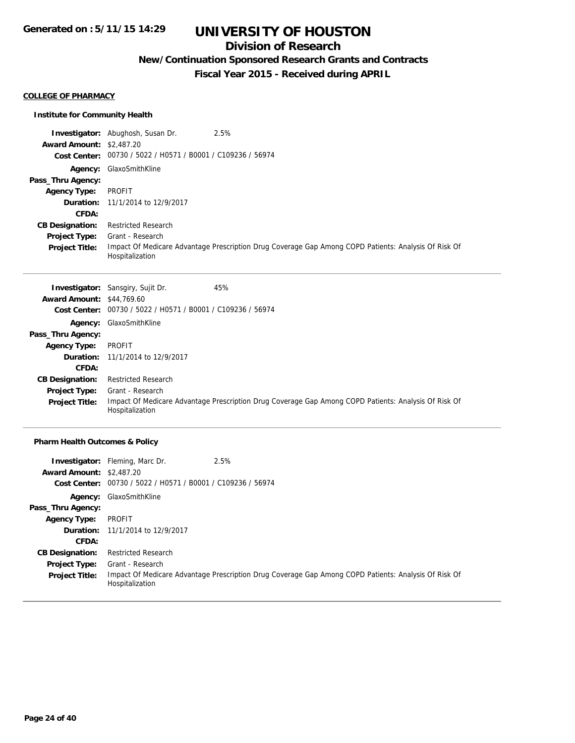# UNIVERSITY OF HOUSTON

## Division of Research

### New/Continuation Sponsored Research Grants and Contracts

### Fiscal Year 2015 - Received during APRIL

**COLLEGE OF PHARMACY**

**Institute for Community Health**

**Investigator:** Abughosh, Susan Dr. 2.5%
**Award Amount:** $2,487.20
**Cost Center:** 00730 / 5022 / H0571 / B0001 / C109236 / 56974
**Agency:** GlaxoSmithKline
**Pass_Thru Agency:**
**Agency Type:** PROFIT
**Duration:** 11/1/2014 to 12/9/2017
**CFDA:**
**CB Designation:** Restricted Research
**Project Type:** Grant - Research
**Project Title:** Impact Of Medicare Advantage Prescription Drug Coverage Gap Among COPD Patients: Analysis Of Risk Of Hospitalization

---

**Investigator:** Sansgiry, Sujit Dr. 45%
**Award Amount:** $44,769.60
**Cost Center:** 00730 / 5022 / H0571 / B0001 / C109236 / 56974
**Agency:** GlaxoSmithKline
**Pass_Thru Agency:**
**Agency Type:** PROFIT
**Duration:** 11/1/2014 to 12/9/2017
**CFDA:**
**CB Designation:** Restricted Research
**Project Type:** Grant - Research
**Project Title:** Impact Of Medicare Advantage Prescription Drug Coverage Gap Among COPD Patients: Analysis Of Risk Of Hospitalization

---

**Pharm Health Outcomes & Policy**

**Investigator:** Fleming, Marc Dr. 2.5%
**Award Amount:** $2,487.20
**Cost Center:** 00730 / 5022 / H0571 / B0001 / C109236 / 56974
**Agency:** GlaxoSmithKline
**Pass_Thru Agency:**
**Agency Type:** PROFIT
**Duration:** 11/1/2014 to 12/9/2017
**CFDA:**
**CB Designation:** Restricted Research
**Project Type:** Grant - Research
**Project Title:** Impact Of Medicare Advantage Prescription Drug Coverage Gap Among COPD Patients: Analysis Of Risk Of Hospitalization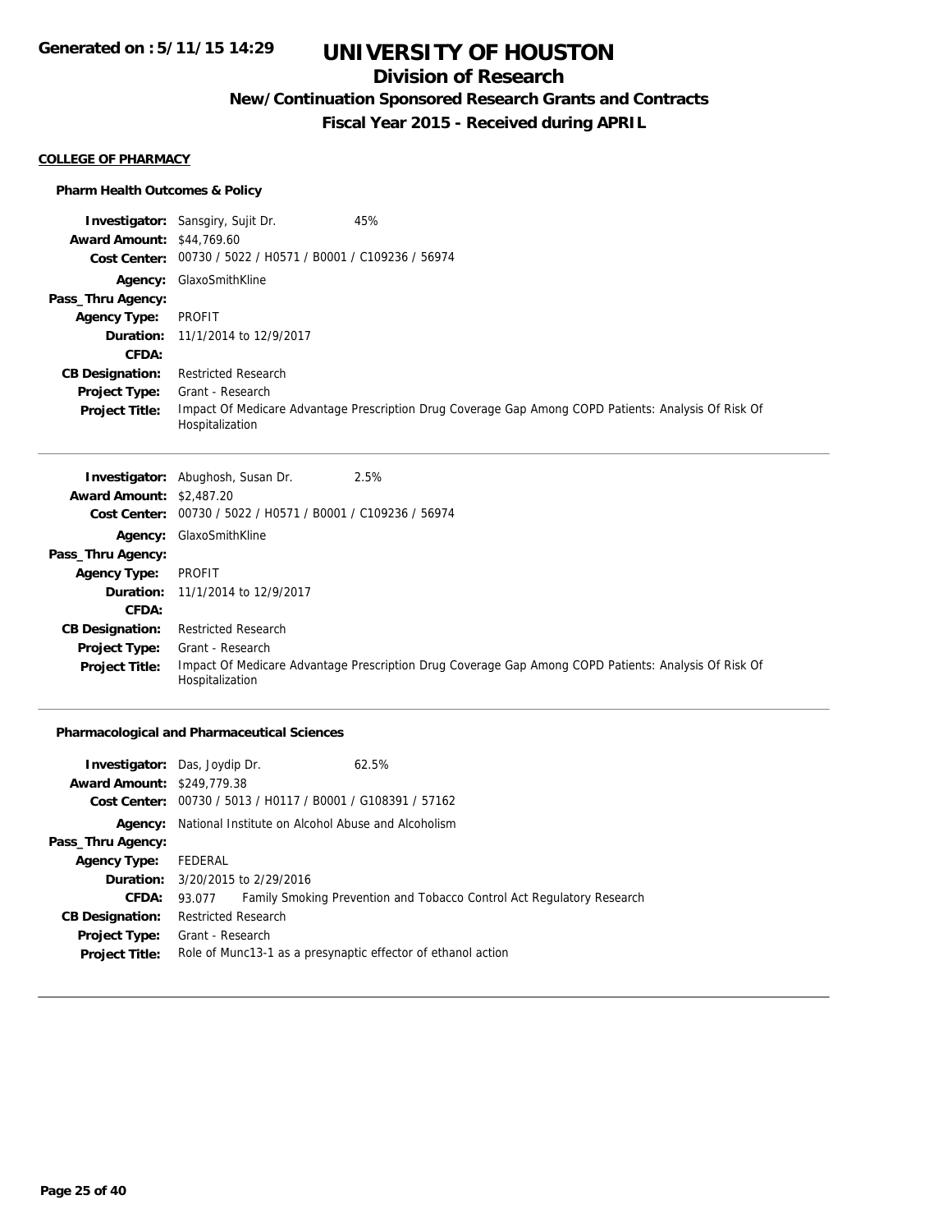# UNIVERSITY OF HOUSTON

## Division of Research

### New/Continuation Sponsored Research Grants and Contracts

### Fiscal Year 2015 - Received during APRIL

Generated on : 5/11/15 14:29

**COLLEGE OF PHARMACY**

**Pharm Health Outcomes & Policy**

**Investigator:** Sansgiry, Sujit Dr. 45%
**Award Amount:** $44,769.60
**Cost Center:** 00730 / 5022 / H0571 / B0001 / C109236 / 56974
**Agency:** GlaxoSmithKline
**Pass_Thru Agency:**
**Agency Type:** PROFIT
**Duration:** 11/1/2014 to 12/9/2017
**CFDA:**
**CB Designation:** Restricted Research
**Project Type:** Grant - Research
**Project Title:** Impact Of Medicare Advantage Prescription Drug Coverage Gap Among COPD Patients: Analysis Of Risk Of Hospitalization

---

**Investigator:** Abughosh, Susan Dr. 2.5%
**Award Amount:** $2,487.20
**Cost Center:** 00730 / 5022 / H0571 / B0001 / C109236 / 56974
**Agency:** GlaxoSmithKline
**Pass_Thru Agency:**
**Agency Type:** PROFIT
**Duration:** 11/1/2014 to 12/9/2017
**CFDA:**
**CB Designation:** Restricted Research
**Project Type:** Grant - Research
**Project Title:** Impact Of Medicare Advantage Prescription Drug Coverage Gap Among COPD Patients: Analysis Of Risk Of Hospitalization

---

**Pharmacological and Pharmaceutical Sciences**

**Investigator:** Das, Joydip Dr. 62.5%
**Award Amount:** $249,779.38
**Cost Center:** 00730 / 5013 / H0117 / B0001 / G108391 / 57162
**Agency:** National Institute on Alcohol Abuse and Alcoholism
**Pass_Thru Agency:**
**Agency Type:** FEDERAL
**Duration:** 3/20/2015 to 2/29/2016
**CFDA:** 93.077 Family Smoking Prevention and Tobacco Control Act Regulatory Research
**CB Designation:** Restricted Research
**Project Type:** Grant - Research
**Project Title:** Role of Munc13-1 as a presynaptic effector of ethanol action

---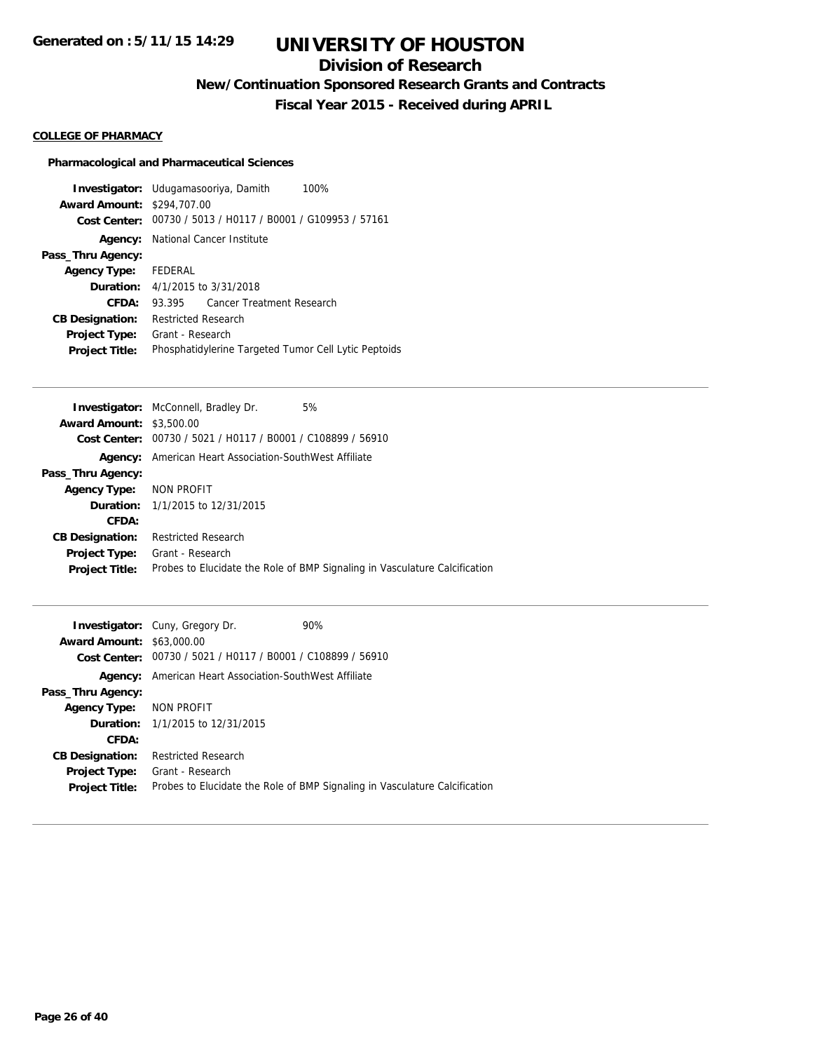# UNIVERSITY OF HOUSTON

## Division of Research

### New/Continuation Sponsored Research Grants and Contracts

### Fiscal Year 2015 - Received during APRIL

**COLLEGE OF PHARMACY**

**Pharmacological and Pharmaceutical Sciences**

**Investigator:** Udugamasooriya, Damith 100%
**Award Amount:** $294,707.00
**Cost Center:** 00730 / 5013 / H0117 / B0001 / G109953 / 57161
**Agency:** National Cancer Institute
**Pass_Thru Agency:**
**Agency Type:** FEDERAL
**Duration:** 4/1/2015 to 3/31/2018
**CFDA:** 93.395 Cancer Treatment Research
**CB Designation:** Restricted Research
**Project Type:** Grant - Research
**Project Title:** Phosphatidylerine Targeted Tumor Cell Lytic Peptoids

---

**Investigator:** McConnell, Bradley Dr. 5%
**Award Amount:** $3,500.00
**Cost Center:** 00730 / 5021 / H0117 / B0001 / C108899 / 56910
**Agency:** American Heart Association-SouthWest Affiliate
**Pass_Thru Agency:**
**Agency Type:** NON PROFIT
**Duration:** 1/1/2015 to 12/31/2015
**CFDA:**
**CB Designation:** Restricted Research
**Project Type:** Grant - Research
**Project Title:** Probes to Elucidate the Role of BMP Signaling in Vasculature Calcification

---

**Investigator:** Cuny, Gregory Dr. 90%
**Award Amount:** $63,000.00
**Cost Center:** 00730 / 5021 / H0117 / B0001 / C108899 / 56910
**Agency:** American Heart Association-SouthWest Affiliate
**Pass_Thru Agency:**
**Agency Type:** NON PROFIT
**Duration:** 1/1/2015 to 12/31/2015
**CFDA:**
**CB Designation:** Restricted Research
**Project Type:** Grant - Research
**Project Title:** Probes to Elucidate the Role of BMP Signaling in Vasculature Calcification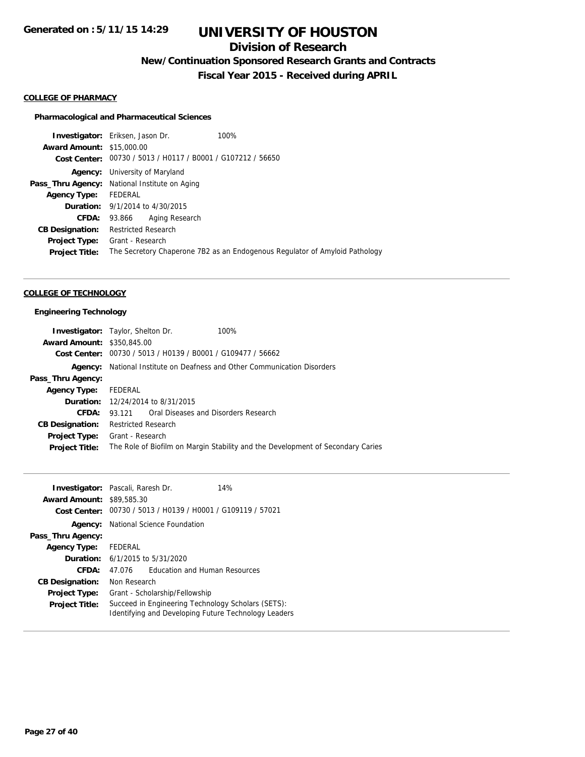# UNIVERSITY OF HOUSTON

## Division of Research

### New/Continuation Sponsored Research Grants and Contracts

### Fiscal Year 2015 - Received during APRIL

Generated on : 5/11/15 14:29

#### COLLEGE OF PHARMACY

##### Pharmacological and Pharmaceutical Sciences

**Investigator:** Eriksen, Jason Dr. 100%
**Award Amount:** $15,000.00
**Cost Center:** 00730 / 5013 / H0117 / B0001 / G107212 / 56650
**Agency:** University of Maryland
**Pass_Thru Agency:** National Institute on Aging
**Agency Type:** FEDERAL
**Duration:** 9/1/2014 to 4/30/2015
**CFDA:** 93.866 Aging Research
**CB Designation:** Restricted Research
**Project Type:** Grant - Research
**Project Title:** The Secretory Chaperone 7B2 as an Endogenous Regulator of Amyloid Pathology

---

#### COLLEGE OF TECHNOLOGY

##### Engineering Technology

**Investigator:** Taylor, Shelton Dr. 100%
**Award Amount:** $350,845.00
**Cost Center:** 00730 / 5013 / H0139 / B0001 / G109477 / 56662
**Agency:** National Institute on Deafness and Other Communication Disorders
**Pass_Thru Agency:**
**Agency Type:** FEDERAL
**Duration:** 12/24/2014 to 8/31/2015
**CFDA:** 93.121 Oral Diseases and Disorders Research
**CB Designation:** Restricted Research
**Project Type:** Grant - Research
**Project Title:** The Role of Biofilm on Margin Stability and the Development of Secondary Caries

---

**Investigator:** Pascali, Raresh Dr. 14%
**Award Amount:** $89,585.30
**Cost Center:** 00730 / 5013 / H0139 / H0001 / G109119 / 57021
**Agency:** National Science Foundation
**Pass_Thru Agency:**
**Agency Type:** FEDERAL
**Duration:** 6/1/2015 to 5/31/2020
**CFDA:** 47.076 Education and Human Resources
**CB Designation:** Non Research
**Project Type:** Grant - Scholarship/Fellowship
**Project Title:** Succeed in Engineering Technology Scholars (SETS): Identifying and Developing Future Technology Leaders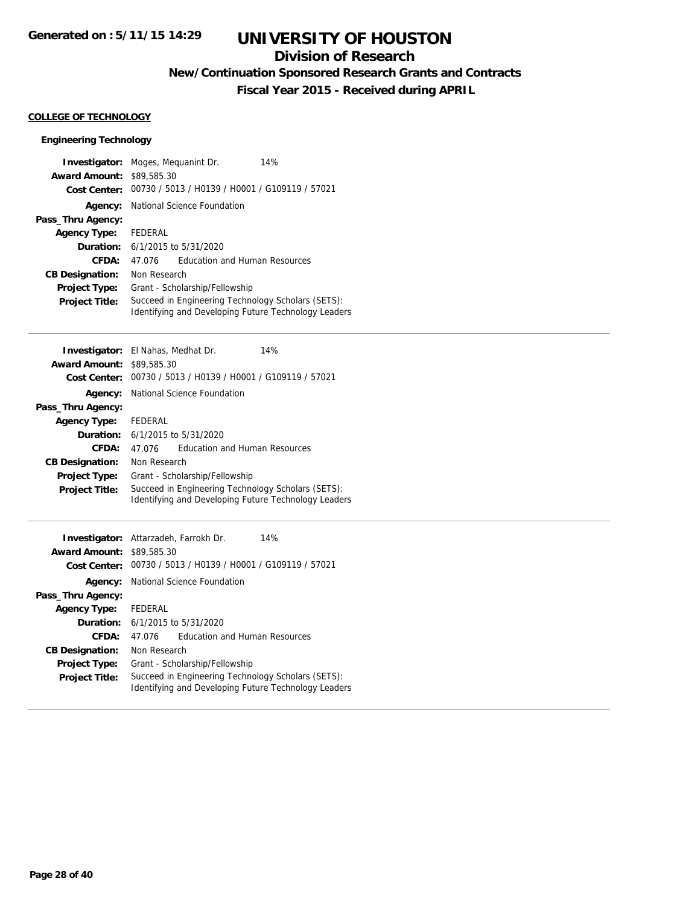# UNIVERSITY OF HOUSTON

## Division of Research

### New/Continuation Sponsored Research Grants and Contracts

### Fiscal Year 2015 - Received during APRIL

Generated on : 5/11/15 14:29

**COLLEGE OF TECHNOLOGY**

**Engineering Technology**

**Investigator:** Moges, Mequanint Dr. 14%
**Award Amount:** $89,585.30
**Cost Center:** 00730 / 5013 / H0139 / H0001 / G109119 / 57021
**Agency:** National Science Foundation
**Pass_Thru Agency:**
**Agency Type:** FEDERAL
**Duration:** 6/1/2015 to 5/31/2020
**CFDA:** 47.076 Education and Human Resources
**CB Designation:** Non Research
**Project Type:** Grant - Scholarship/Fellowship
**Project Title:** Succeed in Engineering Technology Scholars (SETS): Identifying and Developing Future Technology Leaders

---

**Investigator:** El Nahas, Medhat Dr. 14%
**Award Amount:** $89,585.30
**Cost Center:** 00730 / 5013 / H0139 / H0001 / G109119 / 57021
**Agency:** National Science Foundation
**Pass_Thru Agency:**
**Agency Type:** FEDERAL
**Duration:** 6/1/2015 to 5/31/2020
**CFDA:** 47.076 Education and Human Resources
**CB Designation:** Non Research
**Project Type:** Grant - Scholarship/Fellowship
**Project Title:** Succeed in Engineering Technology Scholars (SETS): Identifying and Developing Future Technology Leaders

---

**Investigator:** Attarzadeh, Farrokh Dr. 14%
**Award Amount:** $89,585.30
**Cost Center:** 00730 / 5013 / H0139 / H0001 / G109119 / 57021
**Agency:** National Science Foundation
**Pass_Thru Agency:**
**Agency Type:** FEDERAL
**Duration:** 6/1/2015 to 5/31/2020
**CFDA:** 47.076 Education and Human Resources
**CB Designation:** Non Research
**Project Type:** Grant - Scholarship/Fellowship
**Project Title:** Succeed in Engineering Technology Scholars (SETS): Identifying and Developing Future Technology Leaders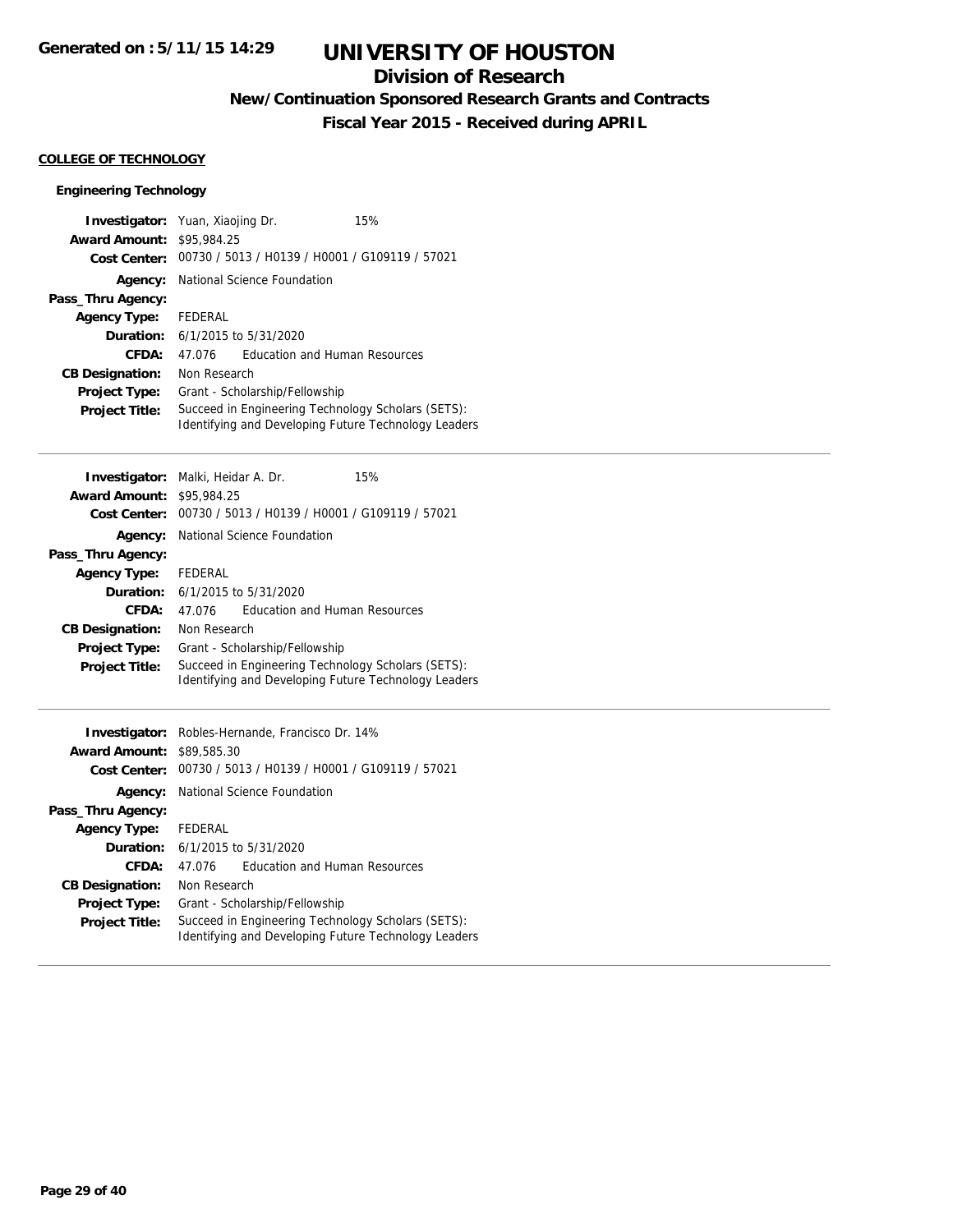**Generated on : 5/11/15 14:29**

# UNIVERSITY OF HOUSTON

## Division of Research

### New/Continuation Sponsored Research Grants and Contracts

### Fiscal Year 2015 - Received during APRIL

**COLLEGE OF TECHNOLOGY**

**Engineering Technology**

**Investigator:** Yuan, Xiaojing Dr. 15%
**Award Amount:** $95,984.25
**Cost Center:** 00730 / 5013 / H0139 / H0001 / G109119 / 57021
**Agency:** National Science Foundation
**Pass_Thru Agency:**
**Agency Type:** FEDERAL
**Duration:** 6/1/2015 to 5/31/2020
**CFDA:** 47.076 Education and Human Resources
**CB Designation:** Non Research
**Project Type:** Grant - Scholarship/Fellowship
**Project Title:** Succeed in Engineering Technology Scholars (SETS): Identifying and Developing Future Technology Leaders

---

**Investigator:** Malki, Heidar A. Dr. 15%
**Award Amount:** $95,984.25
**Cost Center:** 00730 / 5013 / H0139 / H0001 / G109119 / 57021
**Agency:** National Science Foundation
**Pass_Thru Agency:**
**Agency Type:** FEDERAL
**Duration:** 6/1/2015 to 5/31/2020
**CFDA:** 47.076 Education and Human Resources
**CB Designation:** Non Research
**Project Type:** Grant - Scholarship/Fellowship
**Project Title:** Succeed in Engineering Technology Scholars (SETS): Identifying and Developing Future Technology Leaders

---

**Investigator:** Robles-Hernande, Francisco Dr. 14%
**Award Amount:** $89,585.30
**Cost Center:** 00730 / 5013 / H0139 / H0001 / G109119 / 57021
**Agency:** National Science Foundation
**Pass_Thru Agency:**
**Agency Type:** FEDERAL
**Duration:** 6/1/2015 to 5/31/2020
**CFDA:** 47.076 Education and Human Resources
**CB Designation:** Non Research
**Project Type:** Grant - Scholarship/Fellowship
**Project Title:** Succeed in Engineering Technology Scholars (SETS): Identifying and Developing Future Technology Leaders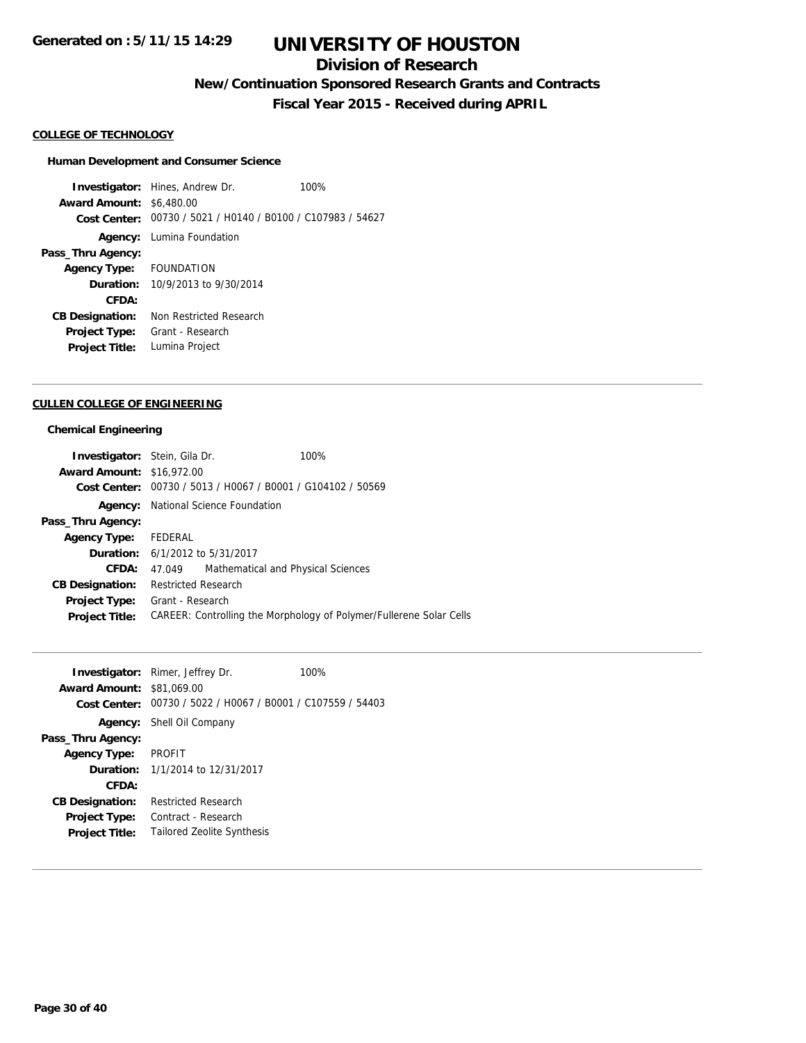# UNIVERSITY OF HOUSTON

## Division of Research

### New/Continuation Sponsored Research Grants and Contracts

### Fiscal Year 2015 - Received during APRIL

**COLLEGE OF TECHNOLOGY**

**Human Development and Consumer Science**

**Investigator:** Hines, Andrew Dr. 100%
**Award Amount:** $6,480.00
**Cost Center:** 00730 / 5021 / H0140 / B0100 / C107983 / 54627
**Agency:** Lumina Foundation
**Pass_Thru Agency:**
**Agency Type:** FOUNDATION
**Duration:** 10/9/2013 to 9/30/2014
**CFDA:**
**CB Designation:** Non Restricted Research
**Project Type:** Grant - Research
**Project Title:** Lumina Project

---

**CULLEN COLLEGE OF ENGINEERING**

**Chemical Engineering**

**Investigator:** Stein, Gila Dr. 100%
**Award Amount:** $16,972.00
**Cost Center:** 00730 / 5013 / H0067 / B0001 / G104102 / 50569
**Agency:** National Science Foundation
**Pass_Thru Agency:**
**Agency Type:** FEDERAL
**Duration:** 6/1/2012 to 5/31/2017
**CFDA:** 47.049 Mathematical and Physical Sciences
**CB Designation:** Restricted Research
**Project Type:** Grant - Research
**Project Title:** CAREER: Controlling the Morphology of Polymer/Fullerene Solar Cells

---

**Investigator:** Rimer, Jeffrey Dr. 100%
**Award Amount:** $81,069.00
**Cost Center:** 00730 / 5022 / H0067 / B0001 / C107559 / 54403
**Agency:** Shell Oil Company
**Pass_Thru Agency:**
**Agency Type:** PROFIT
**Duration:** 1/1/2014 to 12/31/2017
**CFDA:**
**CB Designation:** Restricted Research
**Project Type:** Contract - Research
**Project Title:** Tailored Zeolite Synthesis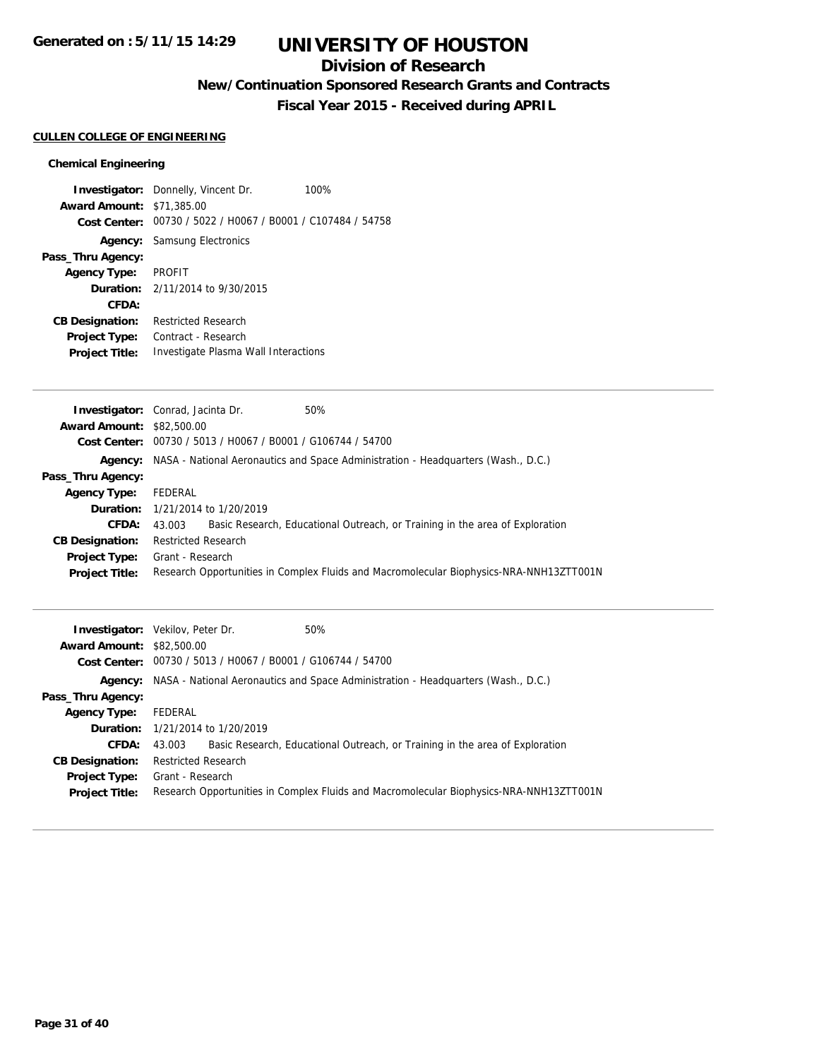# UNIVERSITY OF HOUSTON

## Division of Research

### New/Continuation Sponsored Research Grants and Contracts

### Fiscal Year 2015 - Received during APRIL

Generated on : 5/11/15 14:29

**CULLEN COLLEGE OF ENGINEERING**

#### Chemical Engineering

**Investigator:** Donnelly, Vincent Dr. 100%
**Award Amount:** $71,385.00
**Cost Center:** 00730 / 5022 / H0067 / B0001 / C107484 / 54758
**Agency:** Samsung Electronics
**Pass_Thru Agency:**
**Agency Type:** PROFIT
**Duration:** 2/11/2014 to 9/30/2015
**CFDA:**
**CB Designation:** Restricted Research
**Project Type:** Contract - Research
**Project Title:** Investigate Plasma Wall Interactions

---

**Investigator:** Conrad, Jacinta Dr. 50%
**Award Amount:** $82,500.00
**Cost Center:** 00730 / 5013 / H0067 / B0001 / G106744 / 54700
**Agency:** NASA - National Aeronautics and Space Administration - Headquarters (Wash., D.C.)
**Pass_Thru Agency:**
**Agency Type:** FEDERAL
**Duration:** 1/21/2014 to 1/20/2019
**CFDA:** 43.003 Basic Research, Educational Outreach, or Training in the area of Exploration
**CB Designation:** Restricted Research
**Project Type:** Grant - Research
**Project Title:** Research Opportunities in Complex Fluids and Macromolecular Biophysics-NRA-NNH13ZTT001N

---

**Investigator:** Vekilov, Peter Dr. 50%
**Award Amount:** $82,500.00
**Cost Center:** 00730 / 5013 / H0067 / B0001 / G106744 / 54700
**Agency:** NASA - National Aeronautics and Space Administration - Headquarters (Wash., D.C.)
**Pass_Thru Agency:**
**Agency Type:** FEDERAL
**Duration:** 1/21/2014 to 1/20/2019
**CFDA:** 43.003 Basic Research, Educational Outreach, or Training in the area of Exploration
**CB Designation:** Restricted Research
**Project Type:** Grant - Research
**Project Title:** Research Opportunities in Complex Fluids and Macromolecular Biophysics-NRA-NNH13ZTT001N

---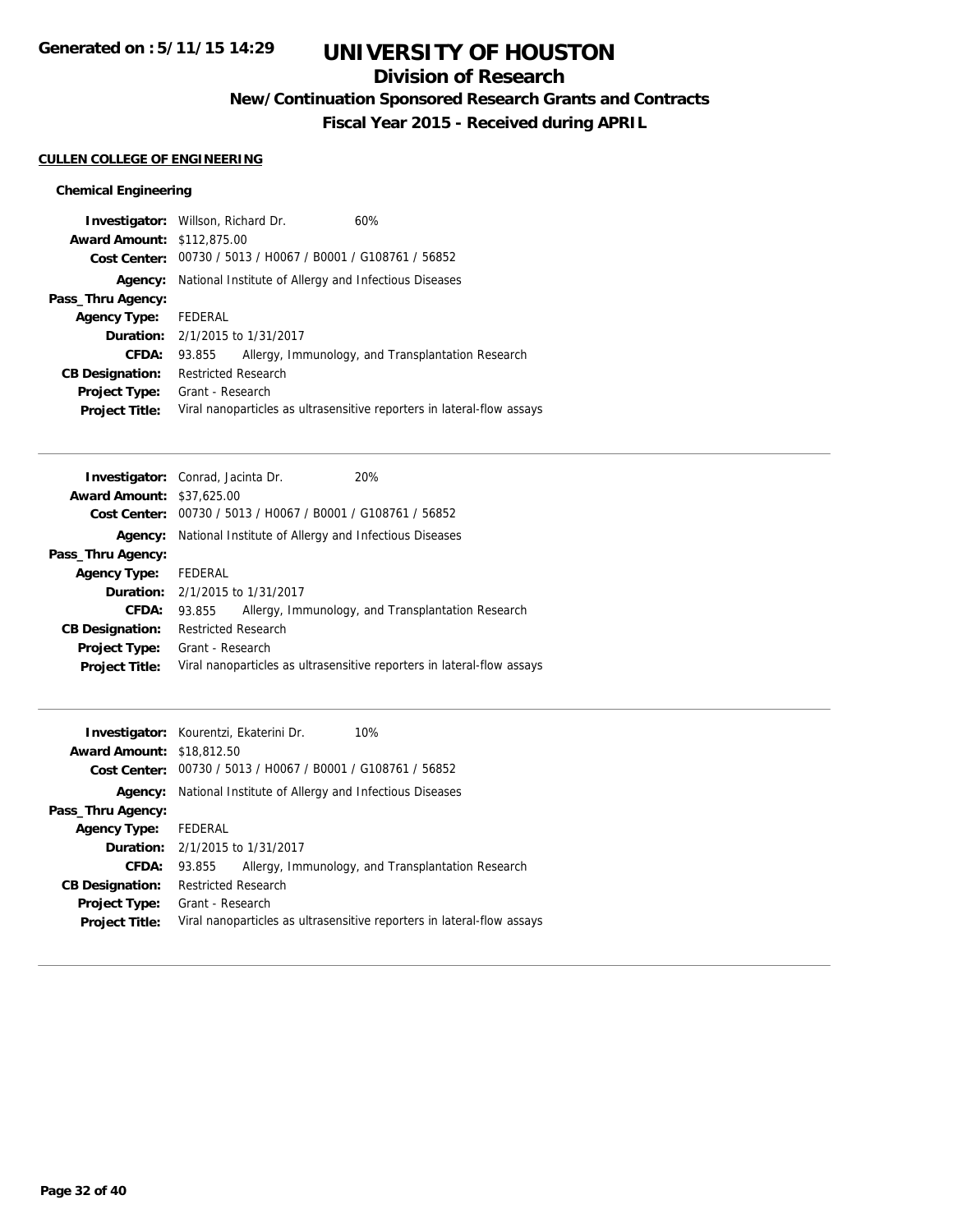# UNIVERSITY OF HOUSTON

## Division of Research

### New/Continuation Sponsored Research Grants and Contracts

### Fiscal Year 2015 - Received during APRIL

**CULLEN COLLEGE OF ENGINEERING**

**Chemical Engineering**

**Investigator:** Willson, Richard Dr. 60%
**Award Amount:** $112,875.00
**Cost Center:** 00730 / 5013 / H0067 / B0001 / G108761 / 56852
**Agency:** National Institute of Allergy and Infectious Diseases
**Pass_Thru Agency:**
**Agency Type:** FEDERAL
**Duration:** 2/1/2015 to 1/31/2017
**CFDA:** 93.855 Allergy, Immunology, and Transplantation Research
**CB Designation:** Restricted Research
**Project Type:** Grant - Research
**Project Title:** Viral nanoparticles as ultrasensitive reporters in lateral-flow assays

---

**Investigator:** Conrad, Jacinta Dr. 20%
**Award Amount:** $37,625.00
**Cost Center:** 00730 / 5013 / H0067 / B0001 / G108761 / 56852
**Agency:** National Institute of Allergy and Infectious Diseases
**Pass_Thru Agency:**
**Agency Type:** FEDERAL
**Duration:** 2/1/2015 to 1/31/2017
**CFDA:** 93.855 Allergy, Immunology, and Transplantation Research
**CB Designation:** Restricted Research
**Project Type:** Grant - Research
**Project Title:** Viral nanoparticles as ultrasensitive reporters in lateral-flow assays

---

**Investigator:** Kourentzi, Ekaterini Dr. 10%
**Award Amount:** $18,812.50
**Cost Center:** 00730 / 5013 / H0067 / B0001 / G108761 / 56852
**Agency:** National Institute of Allergy and Infectious Diseases
**Pass_Thru Agency:**
**Agency Type:** FEDERAL
**Duration:** 2/1/2015 to 1/31/2017
**CFDA:** 93.855 Allergy, Immunology, and Transplantation Research
**CB Designation:** Restricted Research
**Project Type:** Grant - Research
**Project Title:** Viral nanoparticles as ultrasensitive reporters in lateral-flow assays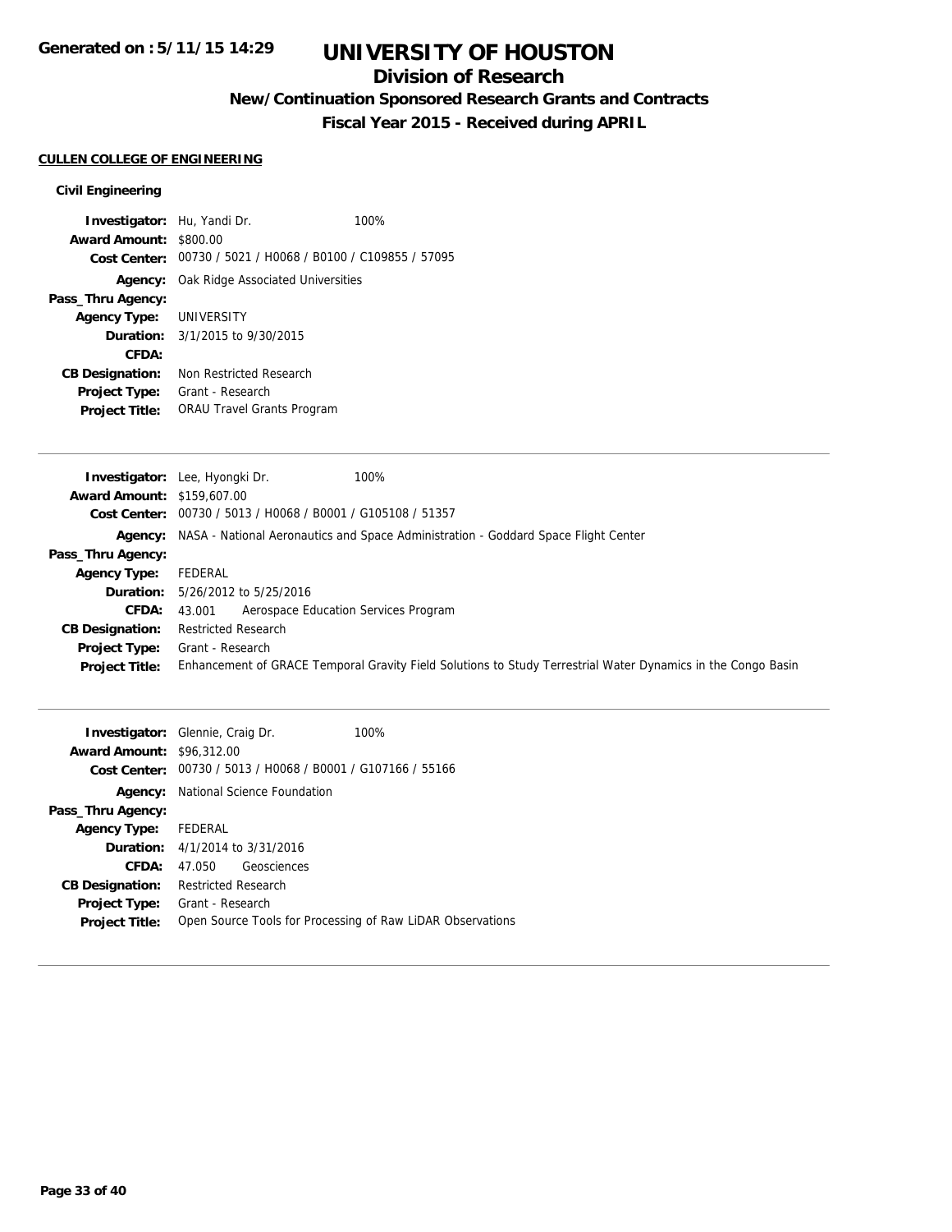# UNIVERSITY OF HOUSTON

## Division of Research

### New/Continuation Sponsored Research Grants and Contracts

### Fiscal Year 2015 - Received during APRIL

**CULLEN COLLEGE OF ENGINEERING**

**Civil Engineering**

**Investigator:** Hu, Yandi Dr. 100%
**Award Amount:** $800.00
**Cost Center:** 00730 / 5021 / H0068 / B0100 / C109855 / 57095
**Agency:** Oak Ridge Associated Universities
**Pass_Thru Agency:**
**Agency Type:** UNIVERSITY
**Duration:** 3/1/2015 to 9/30/2015
**CFDA:**
**CB Designation:** Non Restricted Research
**Project Type:** Grant - Research
**Project Title:** ORAU Travel Grants Program

---

**Investigator:** Lee, Hyongki Dr. 100%
**Award Amount:** $159,607.00
**Cost Center:** 00730 / 5013 / H0068 / B0001 / G105108 / 51357
**Agency:** NASA - National Aeronautics and Space Administration - Goddard Space Flight Center
**Pass_Thru Agency:**
**Agency Type:** FEDERAL
**Duration:** 5/26/2012 to 5/25/2016
**CFDA:** 43.001 Aerospace Education Services Program
**CB Designation:** Restricted Research
**Project Type:** Grant - Research
**Project Title:** Enhancement of GRACE Temporal Gravity Field Solutions to Study Terrestrial Water Dynamics in the Congo Basin

---

**Investigator:** Glennie, Craig Dr. 100%
**Award Amount:** $96,312.00
**Cost Center:** 00730 / 5013 / H0068 / B0001 / G107166 / 55166
**Agency:** National Science Foundation
**Pass_Thru Agency:**
**Agency Type:** FEDERAL
**Duration:** 4/1/2014 to 3/31/2016
**CFDA:** 47.050 Geosciences
**CB Designation:** Restricted Research
**Project Type:** Grant - Research
**Project Title:** Open Source Tools for Processing of Raw LiDAR Observations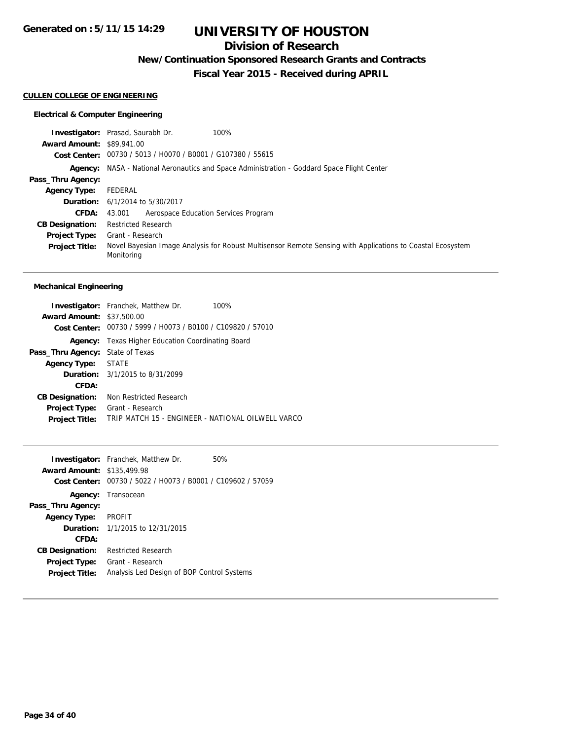# UNIVERSITY OF HOUSTON

## Division of Research

### New/Continuation Sponsored Research Grants and Contracts

### Fiscal Year 2015 - Received during APRIL

Generated on : 5/11/15 14:29

**CULLEN COLLEGE OF ENGINEERING**

#### Electrical & Computer Engineering

**Investigator:** Prasad, Saurabh Dr. 100%
**Award Amount:** $89,941.00
**Cost Center:** 00730 / 5013 / H0070 / B0001 / G107380 / 55615
**Agency:** NASA - National Aeronautics and Space Administration - Goddard Space Flight Center
**Pass_Thru Agency:**
**Agency Type:** FEDERAL
**Duration:** 6/1/2014 to 5/30/2017
**CFDA:** 43.001 Aerospace Education Services Program
**CB Designation:** Restricted Research
**Project Type:** Grant - Research
**Project Title:** Novel Bayesian Image Analysis for Robust Multisensor Remote Sensing with Applications to Coastal Ecosystem Monitoring

---

#### Mechanical Engineering

**Investigator:** Franchek, Matthew Dr. 100%
**Award Amount:** $37,500.00
**Cost Center:** 00730 / 5999 / H0073 / B0100 / C109820 / 57010
**Agency:** Texas Higher Education Coordinating Board
**Pass_Thru Agency:** State of Texas
**Agency Type:** STATE
**Duration:** 3/1/2015 to 8/31/2099
**CFDA:**
**CB Designation:** Non Restricted Research
**Project Type:** Grant - Research
**Project Title:** TRIP MATCH 15 - ENGINEER - NATIONAL OILWELL VARCO

---

**Investigator:** Franchek, Matthew Dr. 50%
**Award Amount:** $135,499.98
**Cost Center:** 00730 / 5022 / H0073 / B0001 / C109602 / 57059
**Agency:** Transocean
**Pass_Thru Agency:**
**Agency Type:** PROFIT
**Duration:** 1/1/2015 to 12/31/2015
**CFDA:**
**CB Designation:** Restricted Research
**Project Type:** Grant - Research
**Project Title:** Analysis Led Design of BOP Control Systems

---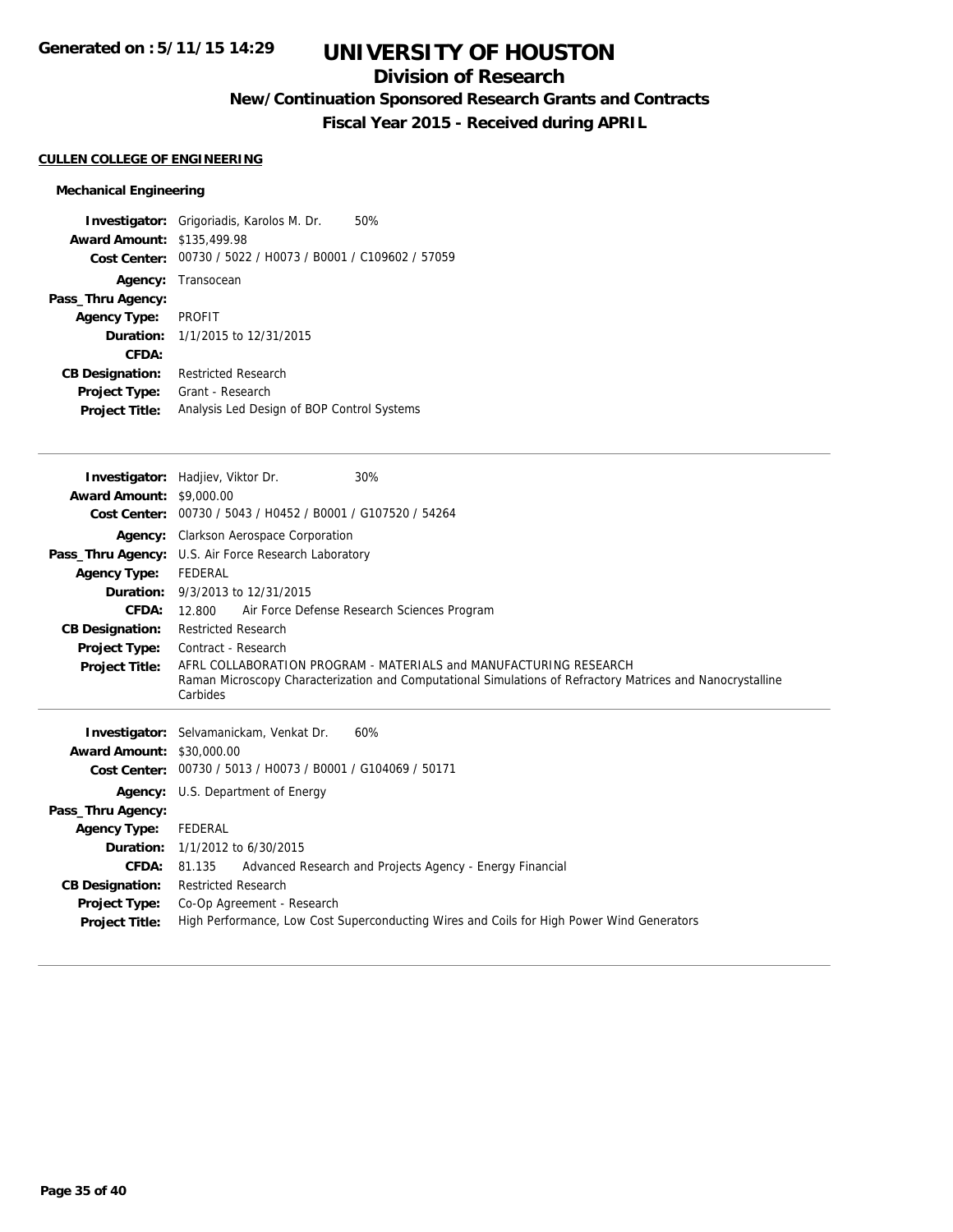# UNIVERSITY OF HOUSTON

## Division of Research

### New/Continuation Sponsored Research Grants and Contracts

### Fiscal Year 2015 - Received during APRIL

**CULLEN COLLEGE OF ENGINEERING**

#### Mechanical Engineering

**Investigator:** Grigoriadis, Karolos M. Dr. 50%
**Award Amount:** $135,499.98
**Cost Center:** 00730 / 5022 / H0073 / B0001 / C109602 / 57059
**Agency:** Transocean
**Pass_Thru Agency:**
**Agency Type:** PROFIT
**Duration:** 1/1/2015 to 12/31/2015
**CFDA:**
**CB Designation:** Restricted Research
**Project Type:** Grant - Research
**Project Title:** Analysis Led Design of BOP Control Systems

---

**Investigator:** Hadjiev, Viktor Dr. 30%
**Award Amount:** $9,000.00
**Cost Center:** 00730 / 5043 / H0452 / B0001 / G107520 / 54264
**Agency:** Clarkson Aerospace Corporation
**Pass_Thru Agency:** U.S. Air Force Research Laboratory
**Agency Type:** FEDERAL
**Duration:** 9/3/2013 to 12/31/2015
**CFDA:** 12.800 Air Force Defense Research Sciences Program
**CB Designation:** Restricted Research
**Project Type:** Contract - Research
**Project Title:** AFRL COLLABORATION PROGRAM - MATERIALS and MANUFACTURING RESEARCH
Raman Microscopy Characterization and Computational Simulations of Refractory Matrices and Nanocrystalline Carbides

---

**Investigator:** Selvamanickam, Venkat Dr. 60%
**Award Amount:** $30,000.00
**Cost Center:** 00730 / 5013 / H0073 / B0001 / G104069 / 50171
**Agency:** U.S. Department of Energy
**Pass_Thru Agency:**
**Agency Type:** FEDERAL
**Duration:** 1/1/2012 to 6/30/2015
**CFDA:** 81.135 Advanced Research and Projects Agency - Energy Financial
**CB Designation:** Restricted Research
**Project Type:** Co-Op Agreement - Research
**Project Title:** High Performance, Low Cost Superconducting Wires and Coils for High Power Wind Generators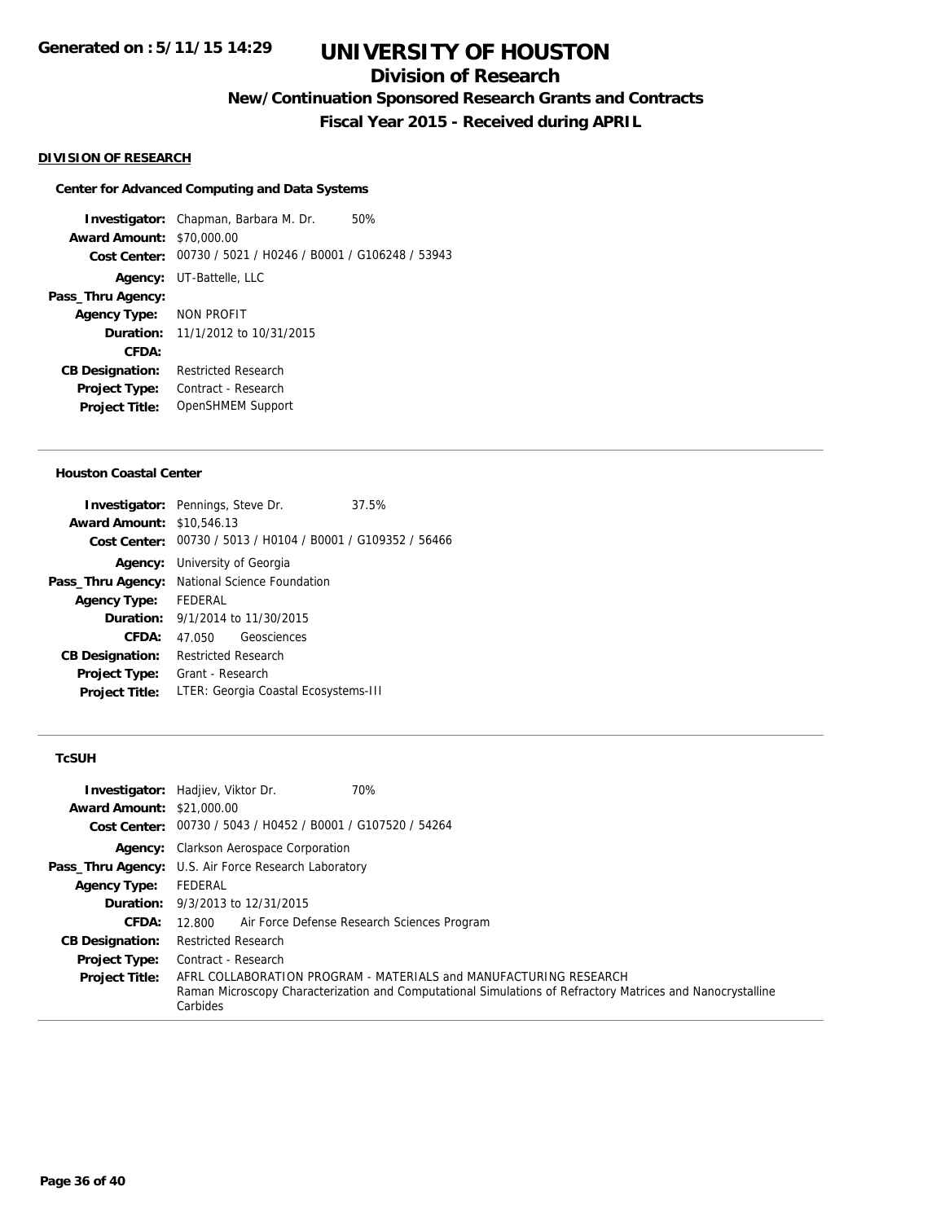**DIVISION OF RESEARCH**

**Center for Advanced Computing and Data Systems**

**Investigator:** Chapman, Barbara M. Dr. 50%
**Award Amount:** $70,000.00
**Cost Center:** 00730 / 5021 / H0246 / B0001 / G106248 / 53943
**Agency:** UT-Battelle, LLC
**Pass_Thru Agency:**
**Agency Type:** NON PROFIT
**Duration:** 11/1/2012 to 10/31/2015
**CFDA:**
**CB Designation:** Restricted Research
**Project Type:** Contract - Research
**Project Title:** OpenSHMEM Support

---

**Houston Coastal Center**

**Investigator:** Pennings, Steve Dr. 37.5%
**Award Amount:** $10,546.13
**Cost Center:** 00730 / 5013 / H0104 / B0001 / G109352 / 56466
**Agency:** University of Georgia
**Pass_Thru Agency:** National Science Foundation
**Agency Type:** FEDERAL
**Duration:** 9/1/2014 to 11/30/2015
**CFDA:** 47.050 Geosciences
**CB Designation:** Restricted Research
**Project Type:** Grant - Research
**Project Title:** LTER: Georgia Coastal Ecosystems-III

---

**TcSUH**

**Investigator:** Hadjiev, Viktor Dr. 70%
**Award Amount:** $21,000.00
**Cost Center:** 00730 / 5043 / H0452 / B0001 / G107520 / 54264
**Agency:** Clarkson Aerospace Corporation
**Pass_Thru Agency:** U.S. Air Force Research Laboratory
**Agency Type:** FEDERAL
**Duration:** 9/3/2013 to 12/31/2015
**CFDA:** 12.800 Air Force Defense Research Sciences Program
**CB Designation:** Restricted Research
**Project Type:** Contract - Research
**Project Title:** AFRL COLLABORATION PROGRAM - MATERIALS and MANUFACTURING RESEARCH Raman Microscopy Characterization and Computational Simulations of Refractory Matrices and Nanocrystalline Carbides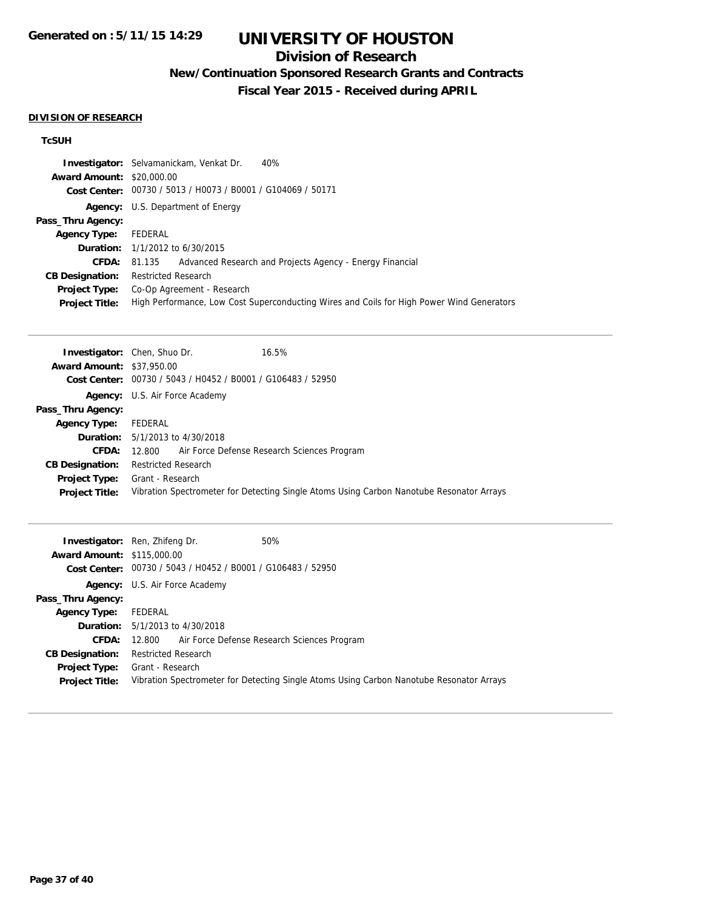**DIVISION OF RESEARCH**

**TcSUH**

**Investigator:** Selvamanickam, Venkat Dr. 40%
**Award Amount:** $20,000.00
**Cost Center:** 00730 / 5013 / H0073 / B0001 / G104069 / 50171
**Agency:** U.S. Department of Energy
**Pass_Thru Agency:**
**Agency Type:** FEDERAL
**Duration:** 1/1/2012 to 6/30/2015
**CFDA:** 81.135 Advanced Research and Projects Agency - Energy Financial
**CB Designation:** Restricted Research
**Project Type:** Co-Op Agreement - Research
**Project Title:** High Performance, Low Cost Superconducting Wires and Coils for High Power Wind Generators

---

**Investigator:** Chen, Shuo Dr. 16.5%
**Award Amount:** $37,950.00
**Cost Center:** 00730 / 5043 / H0452 / B0001 / G106483 / 52950
**Agency:** U.S. Air Force Academy
**Pass_Thru Agency:**
**Agency Type:** FEDERAL
**Duration:** 5/1/2013 to 4/30/2018
**CFDA:** 12.800 Air Force Defense Research Sciences Program
**CB Designation:** Restricted Research
**Project Type:** Grant - Research
**Project Title:** Vibration Spectrometer for Detecting Single Atoms Using Carbon Nanotube Resonator Arrays

---

**Investigator:** Ren, Zhifeng Dr. 50%
**Award Amount:** $115,000.00
**Cost Center:** 00730 / 5043 / H0452 / B0001 / G106483 / 52950
**Agency:** U.S. Air Force Academy
**Pass_Thru Agency:**
**Agency Type:** FEDERAL
**Duration:** 5/1/2013 to 4/30/2018
**CFDA:** 12.800 Air Force Defense Research Sciences Program
**CB Designation:** Restricted Research
**Project Type:** Grant - Research
**Project Title:** Vibration Spectrometer for Detecting Single Atoms Using Carbon Nanotube Resonator Arrays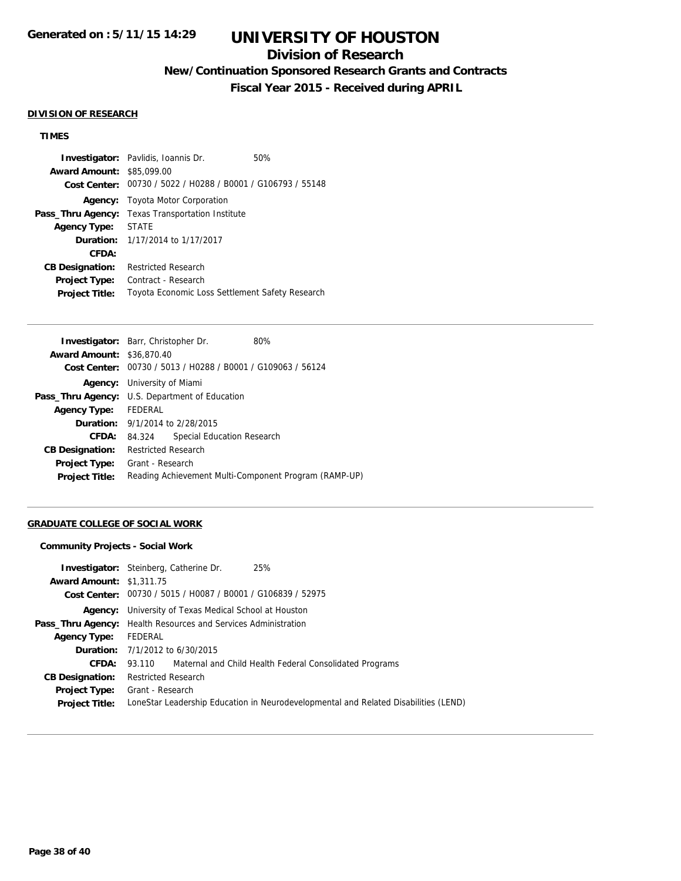# UNIVERSITY OF HOUSTON

## Division of Research

### New/Continuation Sponsored Research Grants and Contracts

### Fiscal Year 2015 - Received during APRIL

#### DIVISION OF RESEARCH

**TIMES**

**Investigator:** Pavlidis, Ioannis Dr. 50%
**Award Amount:** $85,099.00
**Cost Center:** 00730 / 5022 / H0288 / B0001 / G106793 / 55148
**Agency:** Toyota Motor Corporation
**Pass_Thru Agency:** Texas Transportation Institute
**Agency Type:** STATE
**Duration:** 1/17/2014 to 1/17/2017
**CFDA:**
**CB Designation:** Restricted Research
**Project Type:** Contract - Research
**Project Title:** Toyota Economic Loss Settlement Safety Research

---

**Investigator:** Barr, Christopher Dr. 80%
**Award Amount:** $36,870.40
**Cost Center:** 00730 / 5013 / H0288 / B0001 / G109063 / 56124
**Agency:** University of Miami
**Pass_Thru Agency:** U.S. Department of Education
**Agency Type:** FEDERAL
**Duration:** 9/1/2014 to 2/28/2015
**CFDA:** 84.324 Special Education Research
**CB Designation:** Restricted Research
**Project Type:** Grant - Research
**Project Title:** Reading Achievement Multi-Component Program (RAMP-UP)

---

#### GRADUATE COLLEGE OF SOCIAL WORK

**Community Projects - Social Work**

**Investigator:** Steinberg, Catherine Dr. 25%
**Award Amount:** $1,311.75
**Cost Center:** 00730 / 5015 / H0087 / B0001 / G106839 / 52975
**Agency:** University of Texas Medical School at Houston
**Pass_Thru Agency:** Health Resources and Services Administration
**Agency Type:** FEDERAL
**Duration:** 7/1/2012 to 6/30/2015
**CFDA:** 93.110 Maternal and Child Health Federal Consolidated Programs
**CB Designation:** Restricted Research
**Project Type:** Grant - Research
**Project Title:** LoneStar Leadership Education in Neurodevelopmental and Related Disabilities (LEND)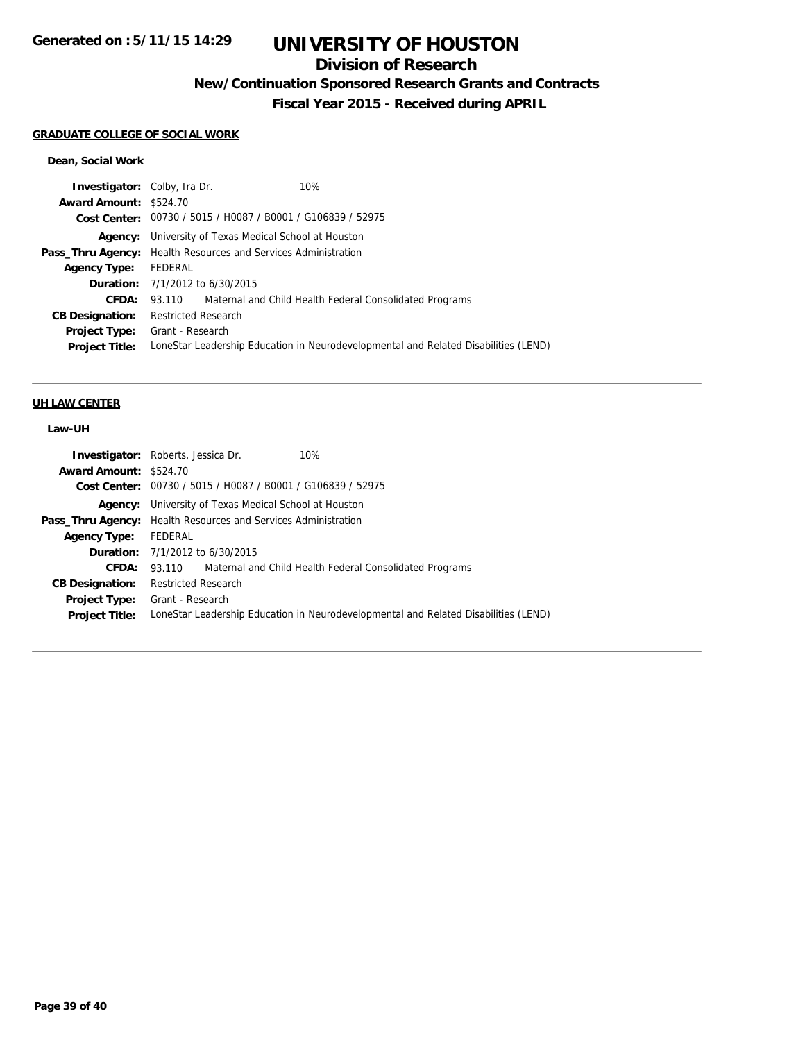**GRADUATE COLLEGE OF SOCIAL WORK**

**Dean, Social Work**

| | |
|---|---|
| **Investigator:** | Colby, Ira Dr. 10% |
| **Award Amount:** | $524.70 |
| **Cost Center:** | 00730 / 5015 / H0087 / B0001 / G106839 / 52975 |
| **Agency:** | University of Texas Medical School at Houston |
| **Pass_Thru Agency:** | Health Resources and Services Administration |
| **Agency Type:** | FEDERAL |
| **Duration:** | 7/1/2012 to 6/30/2015 |
| **CFDA:** | 93.110 Maternal and Child Health Federal Consolidated Programs |
| **CB Designation:** | Restricted Research |
| **Project Type:** | Grant - Research |
| **Project Title:** | LoneStar Leadership Education in Neurodevelopmental and Related Disabilities (LEND) |

**UH LAW CENTER**

**Law-UH**

| | |
|---|---|
| **Investigator:** | Roberts, Jessica Dr. 10% |
| **Award Amount:** | $524.70 |
| **Cost Center:** | 00730 / 5015 / H0087 / B0001 / G106839 / 52975 |
| **Agency:** | University of Texas Medical School at Houston |
| **Pass_Thru Agency:** | Health Resources and Services Administration |
| **Agency Type:** | FEDERAL |
| **Duration:** | 7/1/2012 to 6/30/2015 |
| **CFDA:** | 93.110 Maternal and Child Health Federal Consolidated Programs |
| **CB Designation:** | Restricted Research |
| **Project Type:** | Grant - Research |
| **Project Title:** | LoneStar Leadership Education in Neurodevelopmental and Related Disabilities (LEND) |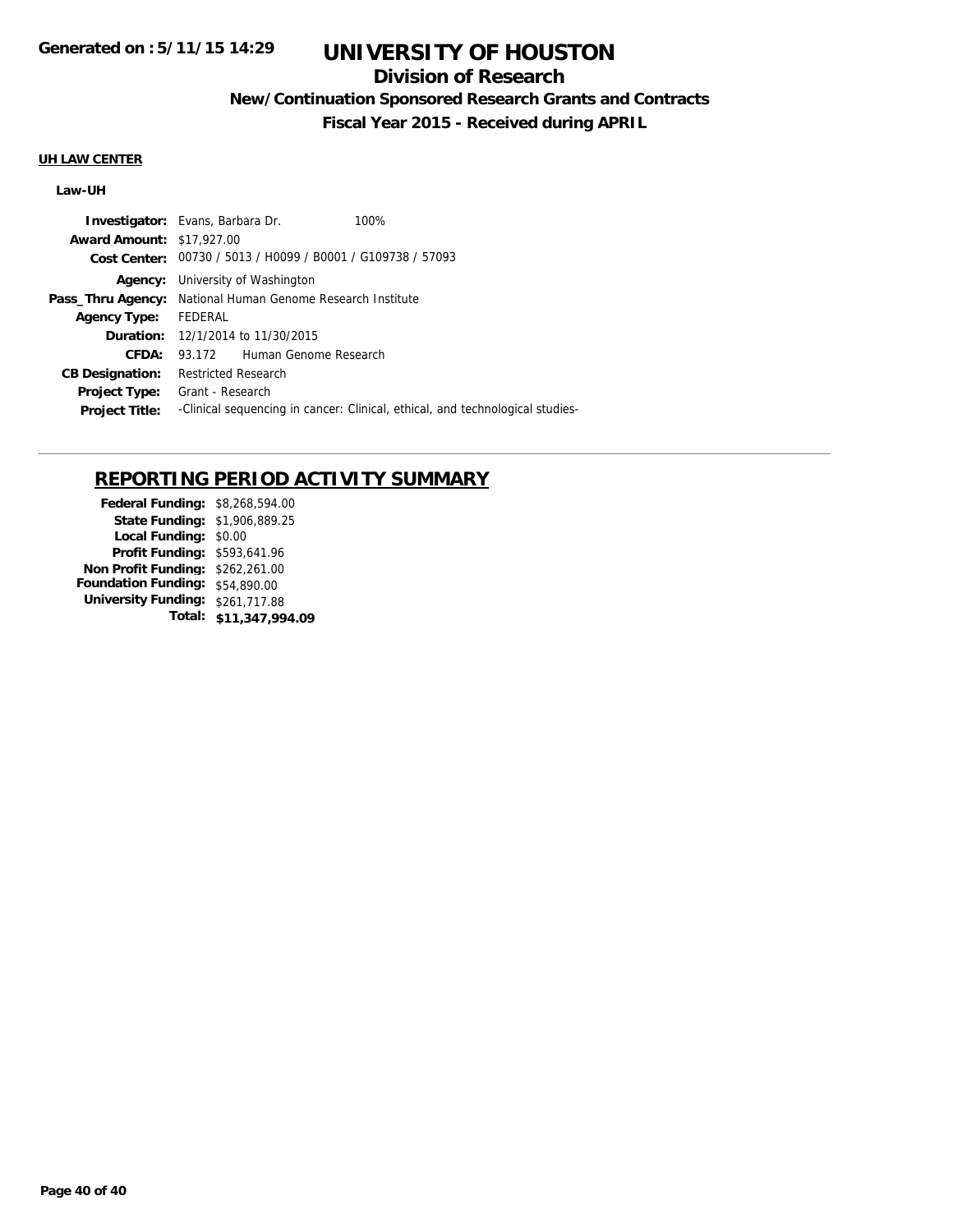**Generated on : 5/11/15 14:29**

# UNIVERSITY OF HOUSTON

## Division of Research

### New/Continuation Sponsored Research Grants and Contracts

### Fiscal Year 2015 - Received during APRIL

**UH LAW CENTER**

**Law-UH**

| | |
|---|---|
| **Investigator:** | Evans, Barbara Dr. 100% |
| **Award Amount:** | $17,927.00 |
| **Cost Center:** | 00730 / 5013 / H0099 / B0001 / G109738 / 57093 |
| **Agency:** | University of Washington |
| **Pass_Thru Agency:** | National Human Genome Research Institute |
| **Agency Type:** | FEDERAL |
| **Duration:** | 12/1/2014 to 11/30/2015 |
| **CFDA:** | 93.172 Human Genome Research |
| **CB Designation:** | Restricted Research |
| **Project Type:** | Grant - Research |
| **Project Title:** | -Clinical sequencing in cancer: Clinical, ethical, and technological studies- |

## REPORTING PERIOD ACTIVITY SUMMARY

| | |
|---|---|
| **Federal Funding:** | $8,268,594.00 |
| **State Funding:** | $1,906,889.25 |
| **Local Funding:** | $0.00 |
| **Profit Funding:** | $593,641.96 |
| **Non Profit Funding:** | $262,261.00 |
| **Foundation Funding:** | $54,890.00 |
| **University Funding:** | $261,717.88 |
| **Total:** | **$11,347,994.09** |